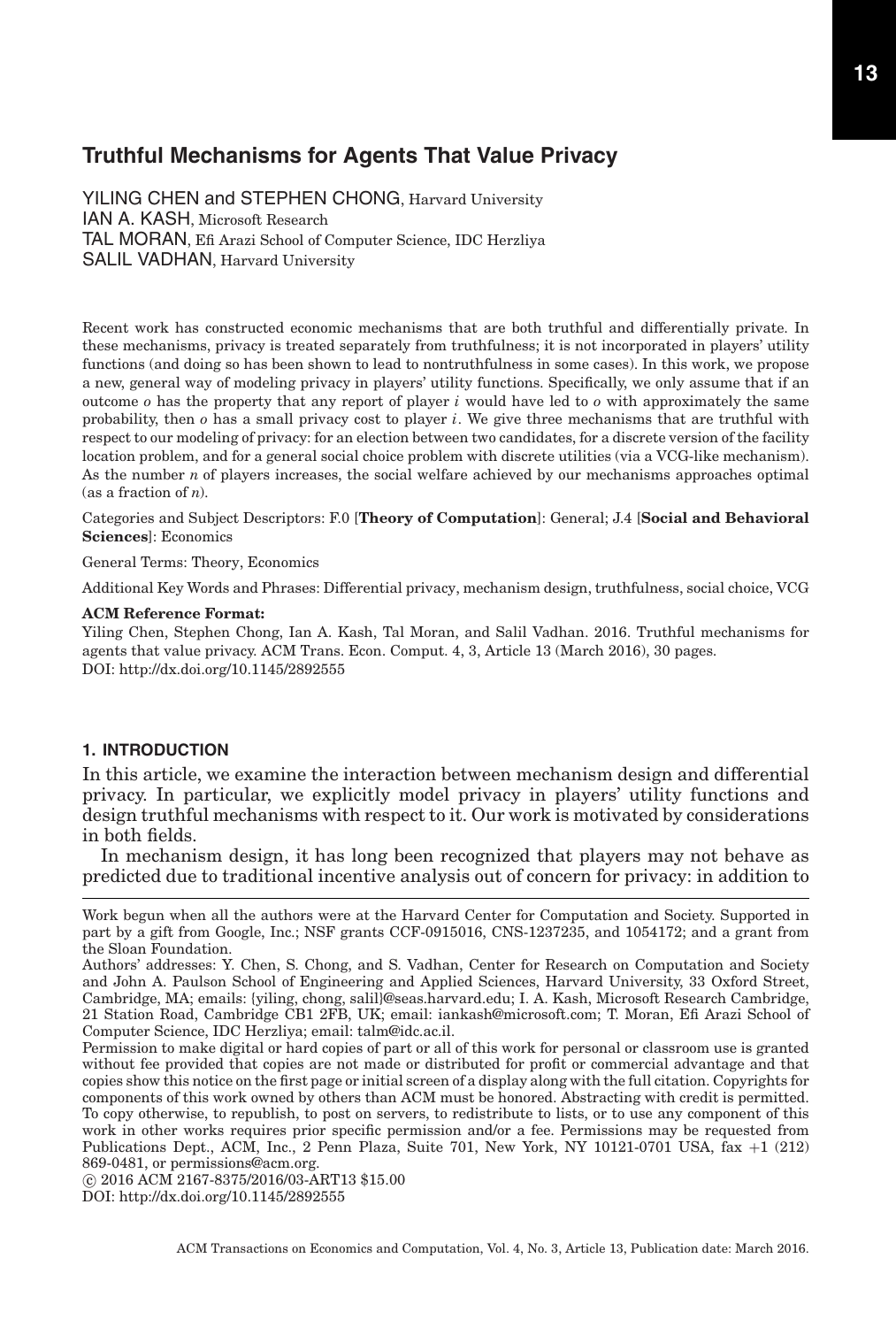# Truthful Mechanisms for Agents That Value Privacy

YILING CHEN and STEPHEN CHONG, Harvard University
IAN A. KASH, Microsoft Research
TAL MORAN, Efi Arazi School of Computer Science, IDC Herzliya
SALIL VADHAN, Harvard University

Recent work has constructed economic mechanisms that are both truthful and differentially private. In these mechanisms, privacy is treated separately from truthfulness; it is not incorporated in players' utility functions (and doing so has been shown to lead to nontruthfulness in some cases). In this work, we propose a new, general way of modeling privacy in players' utility functions. Specifically, we only assume that if an outcome $o$ has the property that any report of player $i$ would have led to $o$ with approximately the same probability, then $o$ has a small privacy cost to player $i$. We give three mechanisms that are truthful with respect to our modeling of privacy: for an election between two candidates, for a discrete version of the facility location problem, and for a general social choice problem with discrete utilities (via a VCG-like mechanism). As the number $n$ of players increases, the social welfare achieved by our mechanisms approaches optimal (as a fraction of $n$).

Categories and Subject Descriptors: F.0 [**Theory of Computation**]: General; J.4 [**Social and Behavioral Sciences**]: Economics

General Terms: Theory, Economics

Additional Key Words and Phrases: Differential privacy, mechanism design, truthfulness, social choice, VCG

**ACM Reference Format:**
Yiling Chen, Stephen Chong, Ian A. Kash, Tal Moran, and Salil Vadhan. 2016. Truthful mechanisms for agents that value privacy. ACM Trans. Econ. Comput. 4, 3, Article 13 (March 2016), 30 pages.
DOI: http://dx.doi.org/10.1145/2892555

## 1. INTRODUCTION

In this article, we examine the interaction between mechanism design and differential privacy. In particular, we explicitly model privacy in players' utility functions and design truthful mechanisms with respect to it. Our work is motivated by considerations in both fields.

In mechanism design, it has long been recognized that players may not behave as predicted due to traditional incentive analysis out of concern for privacy: in addition to

Work begun when all the authors were at the Harvard Center for Computation and Society. Supported in part by a gift from Google, Inc.; NSF grants CCF-0915016, CNS-1237235, and 1054172; and a grant from the Sloan Foundation.

Authors' addresses: Y. Chen, S. Chong, and S. Vadhan, Center for Research on Computation and Society and John A. Paulson School of Engineering and Applied Sciences, Harvard University, 33 Oxford Street, Cambridge, MA; emails: {yiling, chong, salil}@seas.harvard.edu; I. A. Kash, Microsoft Research Cambridge, 21 Station Road, Cambridge CB1 2FB, UK; email: iankash@microsoft.com; T. Moran, Efi Arazi School of Computer Science, IDC Herzliya; email: talm@idc.ac.il.

Permission to make digital or hard copies of part or all of this work for personal or classroom use is granted without fee provided that copies are not made or distributed for profit or commercial advantage and that copies show this notice on the first page or initial screen of a display along with the full citation. Copyrights for components of this work owned by others than ACM must be honored. Abstracting with credit is permitted. To copy otherwise, to republish, to post on servers, to redistribute to lists, or to use any component of this work in other works requires prior specific permission and/or a fee. Permissions may be requested from Publications Dept., ACM, Inc., 2 Penn Plaza, Suite 701, New York, NY 10121-0701 USA, fax +1 (212) 869-0481, or permissions@acm.org.

© 2016 ACM 2167-8375/2016/03-ART13 $15.00
DOI: http://dx.doi.org/10.1145/2892555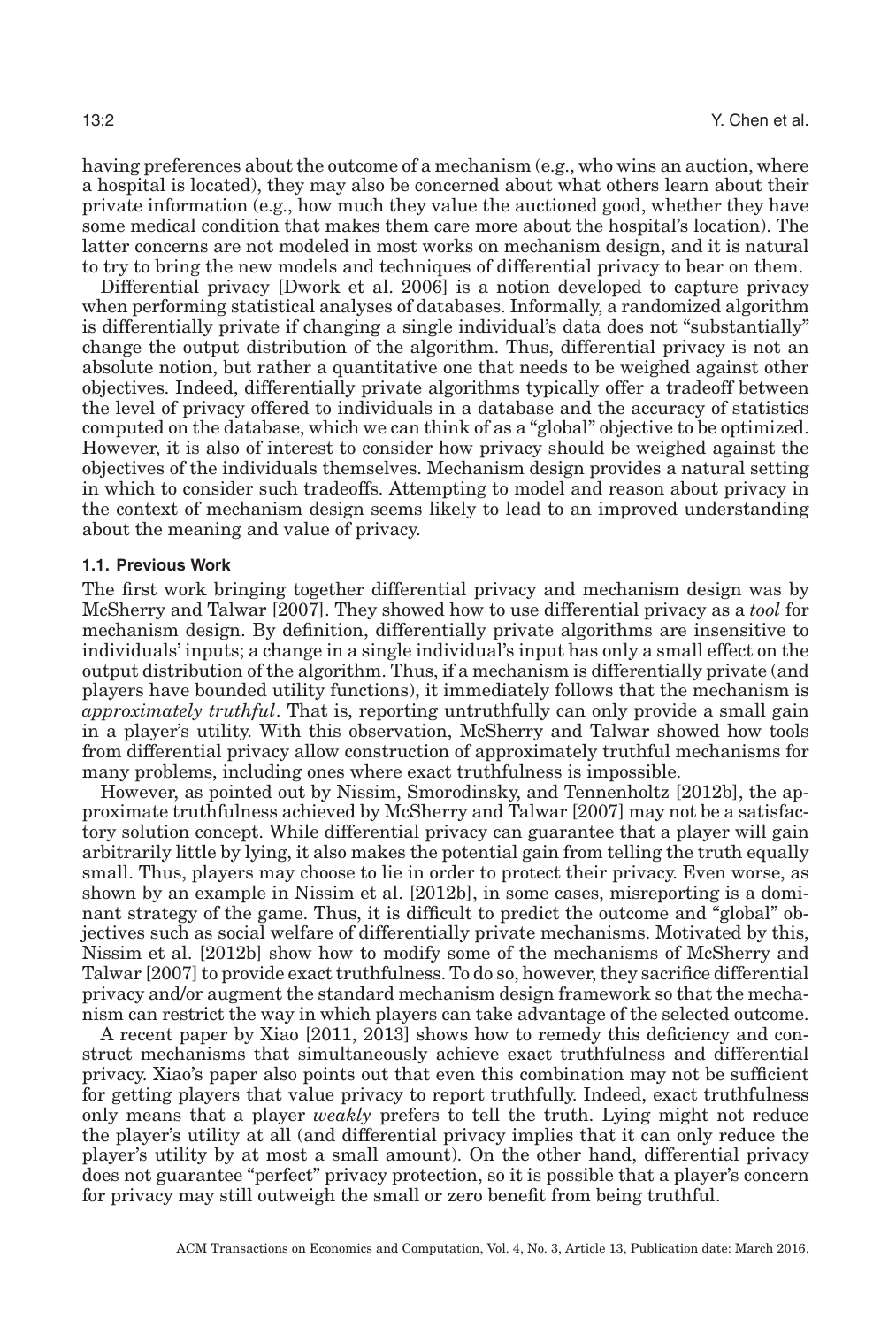having preferences about the outcome of a mechanism (e.g., who wins an auction, where a hospital is located), they may also be concerned about what others learn about their private information (e.g., how much they value the auctioned good, whether they have some medical condition that makes them care more about the hospital's location). The latter concerns are not modeled in most works on mechanism design, and it is natural to try to bring the new models and techniques of differential privacy to bear on them.

Differential privacy [Dwork et al. 2006] is a notion developed to capture privacy when performing statistical analyses of databases. Informally, a randomized algorithm is differentially private if changing a single individual's data does not "substantially" change the output distribution of the algorithm. Thus, differential privacy is not an absolute notion, but rather a quantitative one that needs to be weighed against other objectives. Indeed, differentially private algorithms typically offer a tradeoff between the level of privacy offered to individuals in a database and the accuracy of statistics computed on the database, which we can think of as a "global" objective to be optimized. However, it is also of interest to consider how privacy should be weighed against the objectives of the individuals themselves. Mechanism design provides a natural setting in which to consider such tradeoffs. Attempting to model and reason about privacy in the context of mechanism design seems likely to lead to an improved understanding about the meaning and value of privacy.

### 1.1. Previous Work

The first work bringing together differential privacy and mechanism design was by McSherry and Talwar [2007]. They showed how to use differential privacy as a *tool* for mechanism design. By definition, differentially private algorithms are insensitive to individuals' inputs; a change in a single individual's input has only a small effect on the output distribution of the algorithm. Thus, if a mechanism is differentially private (and players have bounded utility functions), it immediately follows that the mechanism is *approximately truthful*. That is, reporting untruthfully can only provide a small gain in a player's utility. With this observation, McSherry and Talwar showed how tools from differential privacy allow construction of approximately truthful mechanisms for many problems, including ones where exact truthfulness is impossible.

However, as pointed out by Nissim, Smorodinsky, and Tennenholtz [2012b], the approximate truthfulness achieved by McSherry and Talwar [2007] may not be a satisfactory solution concept. While differential privacy can guarantee that a player will gain arbitrarily little by lying, it also makes the potential gain from telling the truth equally small. Thus, players may choose to lie in order to protect their privacy. Even worse, as shown by an example in Nissim et al. [2012b], in some cases, misreporting is a dominant strategy of the game. Thus, it is difficult to predict the outcome and "global" objectives such as social welfare of differentially private mechanisms. Motivated by this, Nissim et al. [2012b] show how to modify some of the mechanisms of McSherry and Talwar [2007] to provide exact truthfulness. To do so, however, they sacrifice differential privacy and/or augment the standard mechanism design framework so that the mechanism can restrict the way in which players can take advantage of the selected outcome.

A recent paper by Xiao [2011, 2013] shows how to remedy this deficiency and construct mechanisms that simultaneously achieve exact truthfulness and differential privacy. Xiao's paper also points out that even this combination may not be sufficient for getting players that value privacy to report truthfully. Indeed, exact truthfulness only means that a player *weakly* prefers to tell the truth. Lying might not reduce the player's utility at all (and differential privacy implies that it can only reduce the player's utility by at most a small amount). On the other hand, differential privacy does not guarantee "perfect" privacy protection, so it is possible that a player's concern for privacy may still outweigh the small or zero benefit from being truthful.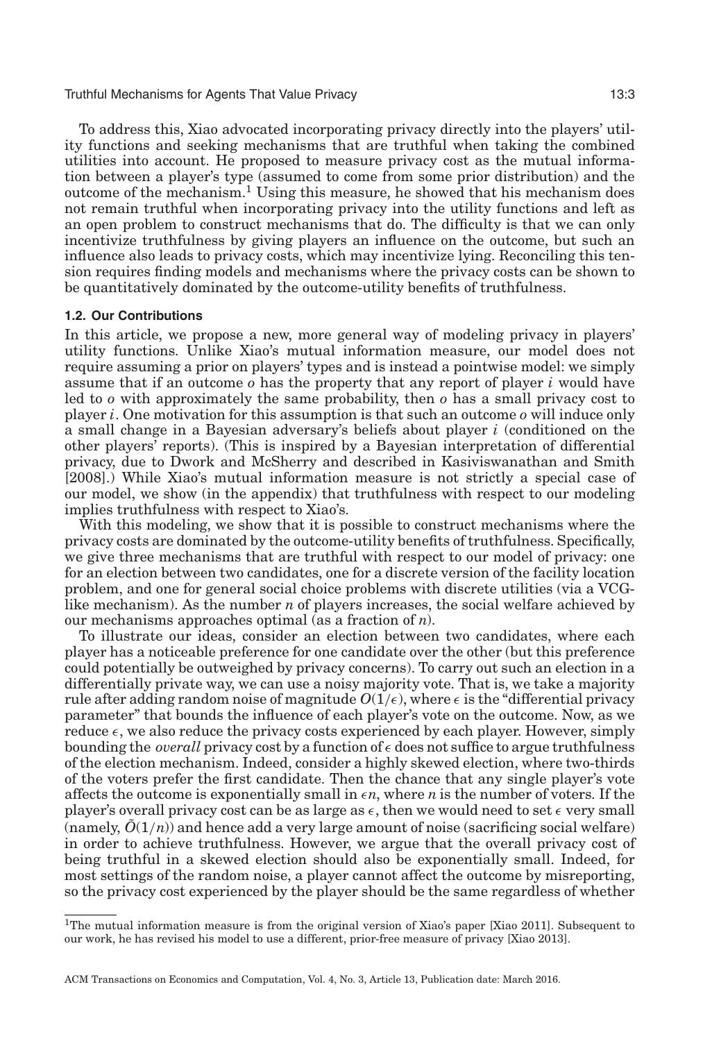To address this, Xiao advocated incorporating privacy directly into the players' utility functions and seeking mechanisms that are truthful when taking the combined utilities into account. He proposed to measure privacy cost as the mutual information between a player's type (assumed to come from some prior distribution) and the outcome of the mechanism.[1] Using this measure, he showed that his mechanism does not remain truthful when incorporating privacy into the utility functions and left as an open problem to construct mechanisms that do. The difficulty is that we can only incentivize truthfulness by giving players an influence on the outcome, but such an influence also leads to privacy costs, which may incentivize lying. Reconciling this tension requires finding models and mechanisms where the privacy costs can be shown to be quantitatively dominated by the outcome-utility benefits of truthfulness.

### 1.2. Our Contributions

In this article, we propose a new, more general way of modeling privacy in players' utility functions. Unlike Xiao's mutual information measure, our model does not require assuming a prior on players' types and is instead a pointwise model: we simply assume that if an outcome $o$ has the property that any report of player $i$ would have led to $o$ with approximately the same probability, then $o$ has a small privacy cost to player $i$. One motivation for this assumption is that such an outcome $o$ will induce only a small change in a Bayesian adversary's beliefs about player $i$ (conditioned on the other players' reports). (This is inspired by a Bayesian interpretation of differential privacy, due to Dwork and McSherry and described in Kasiviswanathan and Smith [2008].) While Xiao's mutual information measure is not strictly a special case of our model, we show (in the appendix) that truthfulness with respect to our modeling implies truthfulness with respect to Xiao's.

With this modeling, we show that it is possible to construct mechanisms where the privacy costs are dominated by the outcome-utility benefits of truthfulness. Specifically, we give three mechanisms that are truthful with respect to our model of privacy: one for an election between two candidates, one for a discrete version of the facility location problem, and one for general social choice problems with discrete utilities (via a VCG-like mechanism). As the number $n$ of players increases, the social welfare achieved by our mechanisms approaches optimal (as a fraction of $n$).

To illustrate our ideas, consider an election between two candidates, where each player has a noticeable preference for one candidate over the other (but this preference could potentially be outweighed by privacy concerns). To carry out such an election in a differentially private way, we can use a noisy majority vote. That is, we take a majority rule after adding random noise of magnitude $O(1/\epsilon)$, where $\epsilon$ is the "differential privacy parameter" that bounds the influence of each player's vote on the outcome. Now, as we reduce $\epsilon$, we also reduce the privacy costs experienced by each player. However, simply bounding the *overall* privacy cost by a function of $\epsilon$ does not suffice to argue truthfulness of the election mechanism. Indeed, consider a highly skewed election, where two-thirds of the voters prefer the first candidate. Then the chance that any single player's vote affects the outcome is exponentially small in $\epsilon n$, where $n$ is the number of voters. If the player's overall privacy cost can be as large as $\epsilon$, then we would need to set $\epsilon$ very small (namely, $\tilde{O}(1/n)$) and hence add a very large amount of noise (sacrificing social welfare) in order to achieve truthfulness. However, we argue that the overall privacy cost of being truthful in a skewed election should also be exponentially small. Indeed, for most settings of the random noise, a player cannot affect the outcome by misreporting, so the privacy cost experienced by the player should be the same regardless of whether

[1] The mutual information measure is from the original version of Xiao's paper [Xiao 2011]. Subsequent to our work, he has revised his model to use a different, prior-free measure of privacy [Xiao 2013].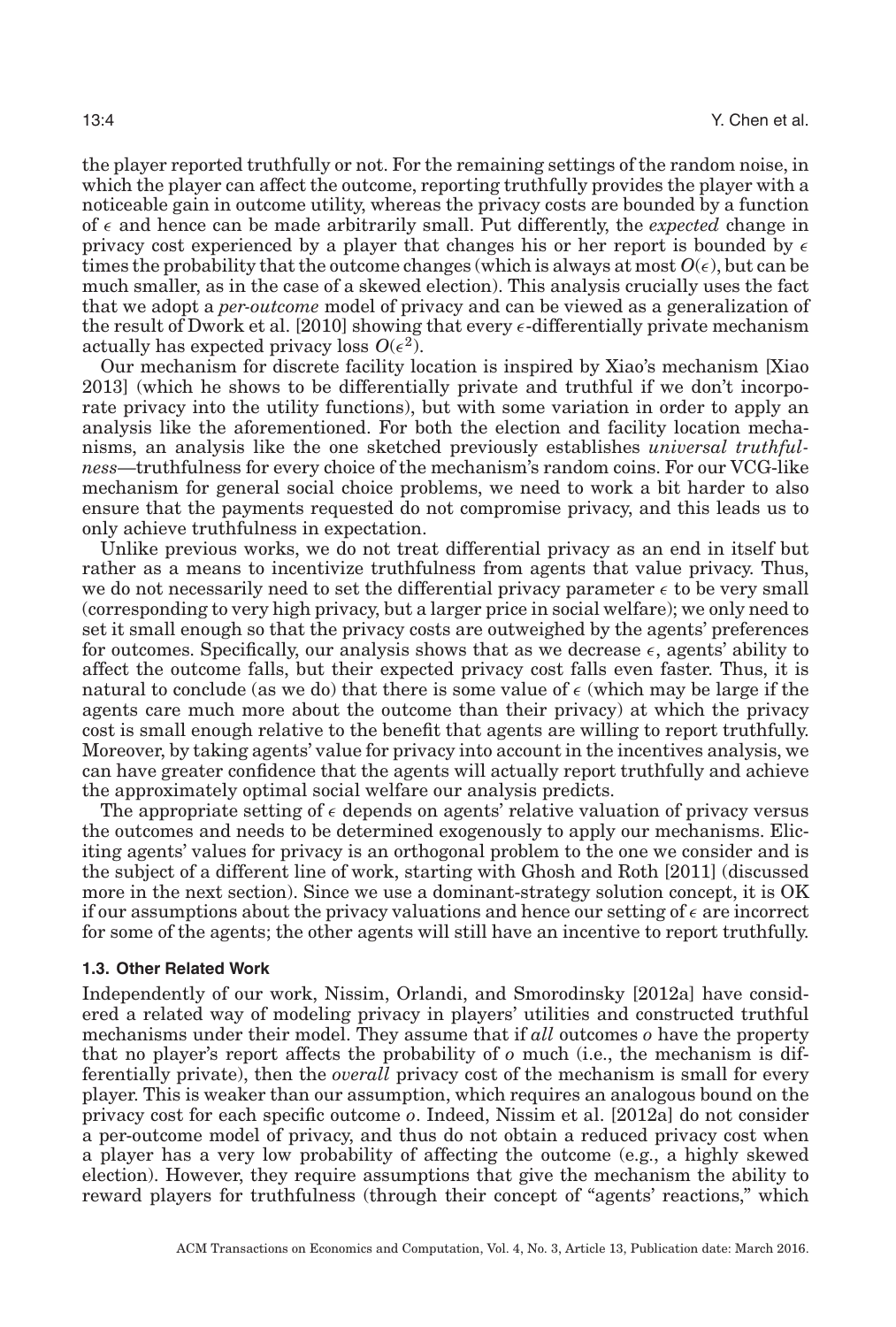the player reported truthfully or not. For the remaining settings of the random noise, in which the player can affect the outcome, reporting truthfully provides the player with a noticeable gain in outcome utility, whereas the privacy costs are bounded by a function of $\epsilon$ and hence can be made arbitrarily small. Put differently, the *expected* change in privacy cost experienced by a player that changes his or her report is bounded by $\epsilon$ times the probability that the outcome changes (which is always at most $O(\epsilon)$, but can be much smaller, as in the case of a skewed election). This analysis crucially uses the fact that we adopt a *per-outcome* model of privacy and can be viewed as a generalization of the result of Dwork et al. [2010] showing that every $\epsilon$-differentially private mechanism actually has expected privacy loss $O(\epsilon^2)$.

Our mechanism for discrete facility location is inspired by Xiao's mechanism [Xiao 2013] (which he shows to be differentially private and truthful if we don't incorporate privacy into the utility functions), but with some variation in order to apply an analysis like the aforementioned. For both the election and facility location mechanisms, an analysis like the one sketched previously establishes *universal truthfulness*—truthfulness for every choice of the mechanism's random coins. For our VCG-like mechanism for general social choice problems, we need to work a bit harder to also ensure that the payments requested do not compromise privacy, and this leads us to only achieve truthfulness in expectation.

Unlike previous works, we do not treat differential privacy as an end in itself but rather as a means to incentivize truthfulness from agents that value privacy. Thus, we do not necessarily need to set the differential privacy parameter $\epsilon$ to be very small (corresponding to very high privacy, but a larger price in social welfare); we only need to set it small enough so that the privacy costs are outweighed by the agents' preferences for outcomes. Specifically, our analysis shows that as we decrease $\epsilon$, agents' ability to affect the outcome falls, but their expected privacy cost falls even faster. Thus, it is natural to conclude (as we do) that there is some value of $\epsilon$ (which may be large if the agents care much more about the outcome than their privacy) at which the privacy cost is small enough relative to the benefit that agents are willing to report truthfully. Moreover, by taking agents' value for privacy into account in the incentives analysis, we can have greater confidence that the agents will actually report truthfully and achieve the approximately optimal social welfare our analysis predicts.

The appropriate setting of $\epsilon$ depends on agents' relative valuation of privacy versus the outcomes and needs to be determined exogenously to apply our mechanisms. Eliciting agents' values for privacy is an orthogonal problem to the one we consider and is the subject of a different line of work, starting with Ghosh and Roth [2011] (discussed more in the next section). Since we use a dominant-strategy solution concept, it is OK if our assumptions about the privacy valuations and hence our setting of $\epsilon$ are incorrect for some of the agents; the other agents will still have an incentive to report truthfully.

### 1.3. Other Related Work

Independently of our work, Nissim, Orlandi, and Smorodinsky [2012a] have considered a related way of modeling privacy in players' utilities and constructed truthful mechanisms under their model. They assume that if *all* outcomes $o$ have the property that no player's report affects the probability of $o$ much (i.e., the mechanism is differentially private), then the *overall* privacy cost of the mechanism is small for every player. This is weaker than our assumption, which requires an analogous bound on the privacy cost for each specific outcome $o$. Indeed, Nissim et al. [2012a] do not consider a per-outcome model of privacy, and thus do not obtain a reduced privacy cost when a player has a very low probability of affecting the outcome (e.g., a highly skewed election). However, they require assumptions that give the mechanism the ability to reward players for truthfulness (through their concept of "agents' reactions," which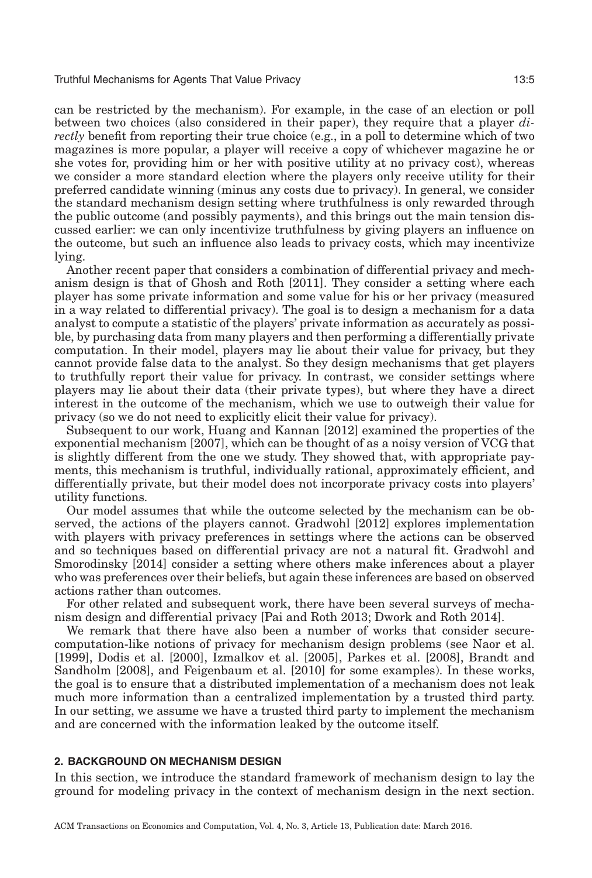can be restricted by the mechanism). For example, in the case of an election or poll between two choices (also considered in their paper), they require that a player *directly* benefit from reporting their true choice (e.g., in a poll to determine which of two magazines is more popular, a player will receive a copy of whichever magazine he or she votes for, providing him or her with positive utility at no privacy cost), whereas we consider a more standard election where the players only receive utility for their preferred candidate winning (minus any costs due to privacy). In general, we consider the standard mechanism design setting where truthfulness is only rewarded through the public outcome (and possibly payments), and this brings out the main tension discussed earlier: we can only incentivize truthfulness by giving players an influence on the outcome, but such an influence also leads to privacy costs, which may incentivize lying.

Another recent paper that considers a combination of differential privacy and mechanism design is that of Ghosh and Roth [2011]. They consider a setting where each player has some private information and some value for his or her privacy (measured in a way related to differential privacy). The goal is to design a mechanism for a data analyst to compute a statistic of the players' private information as accurately as possible, by purchasing data from many players and then performing a differentially private computation. In their model, players may lie about their value for privacy, but they cannot provide false data to the analyst. So they design mechanisms that get players to truthfully report their value for privacy. In contrast, we consider settings where players may lie about their data (their private types), but where they have a direct interest in the outcome of the mechanism, which we use to outweigh their value for privacy (so we do not need to explicitly elicit their value for privacy).

Subsequent to our work, Huang and Kannan [2012] examined the properties of the exponential mechanism [2007], which can be thought of as a noisy version of VCG that is slightly different from the one we study. They showed that, with appropriate payments, this mechanism is truthful, individually rational, approximately efficient, and differentially private, but their model does not incorporate privacy costs into players' utility functions.

Our model assumes that while the outcome selected by the mechanism can be observed, the actions of the players cannot. Gradwohl [2012] explores implementation with players with privacy preferences in settings where the actions can be observed and so techniques based on differential privacy are not a natural fit. Gradwohl and Smorodinsky [2014] consider a setting where others make inferences about a player who was preferences over their beliefs, but again these inferences are based on observed actions rather than outcomes.

For other related and subsequent work, there have been several surveys of mechanism design and differential privacy [Pai and Roth 2013; Dwork and Roth 2014].

We remark that there have also been a number of works that consider secure-computation-like notions of privacy for mechanism design problems (see Naor et al. [1999], Dodis et al. [2000], Izmalkov et al. [2005], Parkes et al. [2008], Brandt and Sandholm [2008], and Feigenbaum et al. [2010] for some examples). In these works, the goal is to ensure that a distributed implementation of a mechanism does not leak much more information than a centralized implementation by a trusted third party. In our setting, we assume we have a trusted third party to implement the mechanism and are concerned with the information leaked by the outcome itself.

## 2. BACKGROUND ON MECHANISM DESIGN

In this section, we introduce the standard framework of mechanism design to lay the ground for modeling privacy in the context of mechanism design in the next section.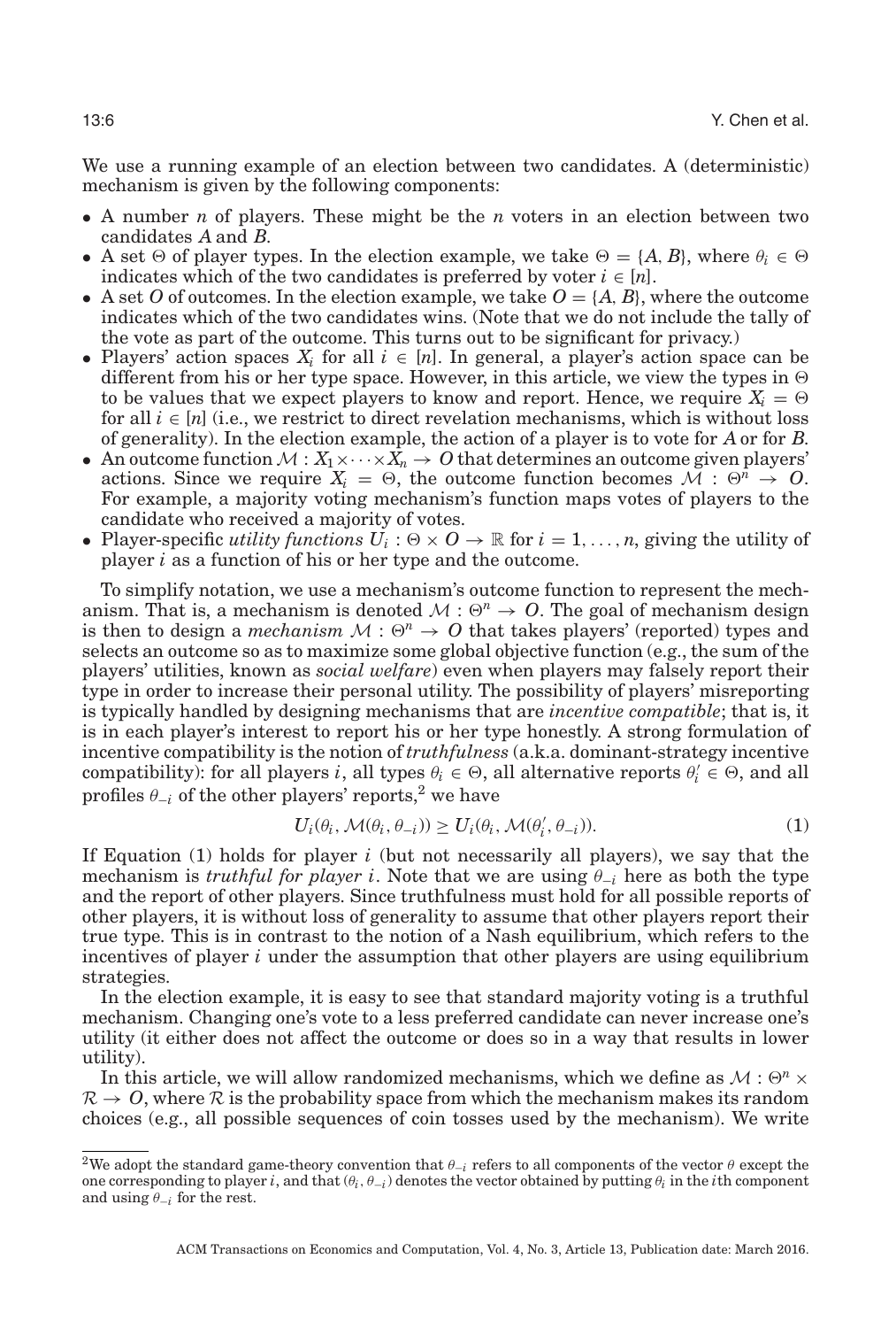We use a running example of an election between two candidates. A (deterministic) mechanism is given by the following components:

- A number $n$ of players. These might be the $n$ voters in an election between two candidates $A$ and $B$.
- A set $\Theta$ of player types. In the election example, we take $\Theta = \{A, B\}$, where $\theta_i \in \Theta$ indicates which of the two candidates is preferred by voter $i \in [n]$.
- A set $O$ of outcomes. In the election example, we take $O = \{A, B\}$, where the outcome indicates which of the two candidates wins. (Note that we do not include the tally of the vote as part of the outcome. This turns out to be significant for privacy.)
- Players' action spaces $X_i$ for all $i \in [n]$. In general, a player's action space can be different from his or her type space. However, in this article, we view the types in $\Theta$ to be values that we expect players to know and report. Hence, we require $X_i = \Theta$ for all $i \in [n]$ (i.e., we restrict to direct revelation mechanisms, which is without loss of generality). In the election example, the action of a player is to vote for $A$ or for $B$.
- An outcome function $\mathcal{M} : X_1 \times \cdots \times X_n \to O$ that determines an outcome given players' actions. Since we require $X_i = \Theta$, the outcome function becomes $\mathcal{M} : \Theta^n \to O$. For example, a majority voting mechanism's function maps votes of players to the candidate who received a majority of votes.
- Player-specific *utility functions* $U_i : \Theta \times O \to \mathbb{R}$ for $i = 1, \ldots, n$, giving the utility of player $i$ as a function of his or her type and the outcome.

To simplify notation, we use a mechanism's outcome function to represent the mechanism. That is, a mechanism is denoted $\mathcal{M} : \Theta^n \to O$. The goal of mechanism design is then to design a *mechanism* $\mathcal{M} : \Theta^n \to O$ that takes players' (reported) types and selects an outcome so as to maximize some global objective function (e.g., the sum of the players' utilities, known as *social welfare*) even when players may falsely report their type in order to increase their personal utility. The possibility of players' misreporting is typically handled by designing mechanisms that are *incentive compatible*; that is, it is in each player's interest to report his or her type honestly. A strong formulation of incentive compatibility is the notion of *truthfulness* (a.k.a. dominant-strategy incentive compatibility): for all players $i$, all types $\theta_i \in \Theta$, all alternative reports $\theta_i' \in \Theta$, and all profiles $\theta_{-i}$ of the other players' reports,[2] we have

$$U_i(\theta_i, \mathcal{M}(\theta_i, \theta_{-i})) \geq U_i(\theta_i, \mathcal{M}(\theta_i', \theta_{-i})). \tag{1}$$

If Equation (1) holds for player $i$ (but not necessarily all players), we say that the mechanism is *truthful for player i*. Note that we are using $\theta_{-i}$ here as both the type and the report of other players. Since truthfulness must hold for all possible reports of other players, it is without loss of generality to assume that other players report their true type. This is in contrast to the notion of a Nash equilibrium, which refers to the incentives of player $i$ under the assumption that other players are using equilibrium strategies.

In the election example, it is easy to see that standard majority voting is a truthful mechanism. Changing one's vote to a less preferred candidate can never increase one's utility (it either does not affect the outcome or does so in a way that results in lower utility).

In this article, we will allow randomized mechanisms, which we define as $\mathcal{M} : \Theta^n \times \mathcal{R} \to O$, where $\mathcal{R}$ is the probability space from which the mechanism makes its random choices (e.g., all possible sequences of coin tosses used by the mechanism). We write

[2] We adopt the standard game-theory convention that $\theta_{-i}$ refers to all components of the vector $\theta$ except the one corresponding to player $i$, and that $(\theta_i, \theta_{-i})$ denotes the vector obtained by putting $\theta_i$ in the $i$th component and using $\theta_{-i}$ for the rest.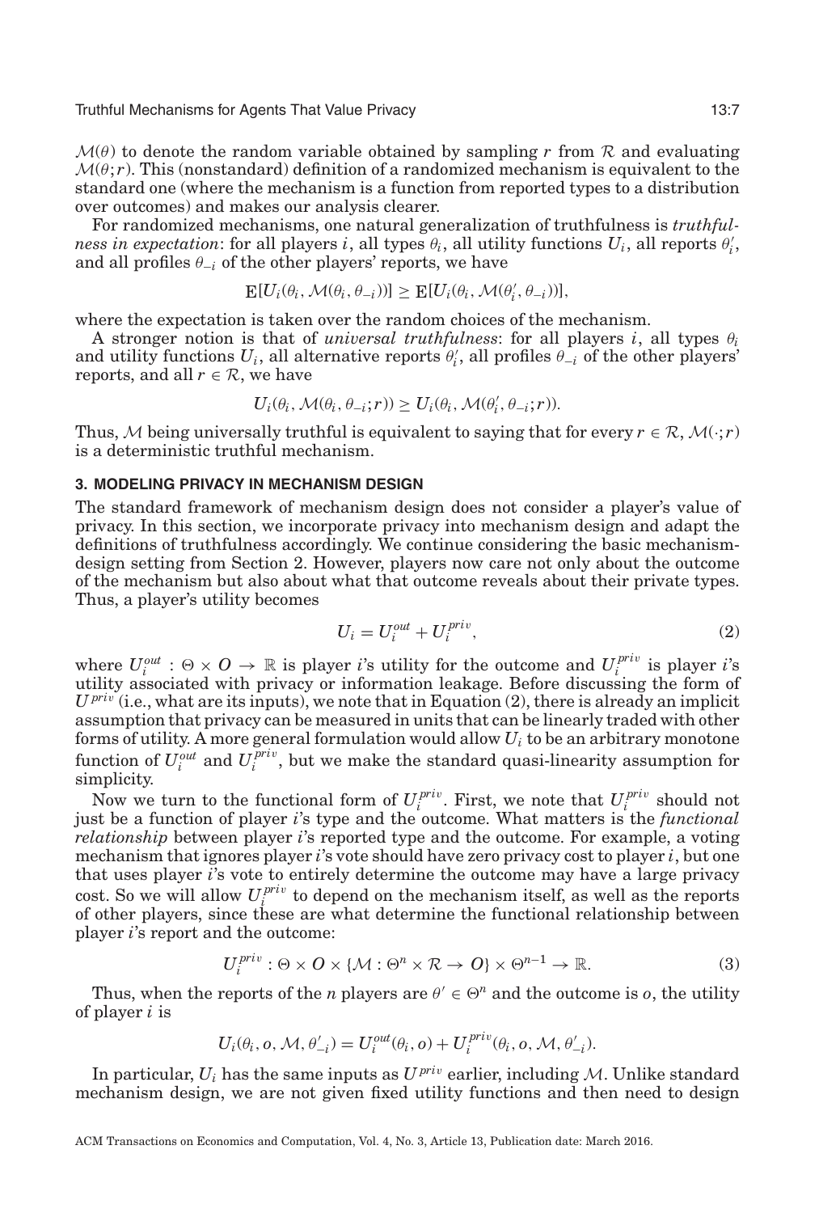$\mathcal{M}(\theta)$ to denote the random variable obtained by sampling $r$ from $\mathcal{R}$ and evaluating $\mathcal{M}(\theta; r)$. This (nonstandard) definition of a randomized mechanism is equivalent to the standard one (where the mechanism is a function from reported types to a distribution over outcomes) and makes our analysis clearer.

For randomized mechanisms, one natural generalization of truthfulness is *truthfulness in expectation*: for all players $i$, all types $\theta_i$, all utility functions $U_i$, all reports $\theta_i'$, and all profiles $\theta_{-i}$ of the other players' reports, we have

$$\mathrm{E}[U_i(\theta_i, \mathcal{M}(\theta_i, \theta_{-i}))] \geq \mathrm{E}[U_i(\theta_i, \mathcal{M}(\theta_i', \theta_{-i}))],$$

where the expectation is taken over the random choices of the mechanism.

A stronger notion is that of *universal truthfulness*: for all players $i$, all types $\theta_i$ and utility functions $U_i$, all alternative reports $\theta_i'$, all profiles $\theta_{-i}$ of the other players' reports, and all $r \in \mathcal{R}$, we have

$$U_i(\theta_i, \mathcal{M}(\theta_i, \theta_{-i}; r)) \geq U_i(\theta_i, \mathcal{M}(\theta_i', \theta_{-i}; r)).$$

Thus, $\mathcal{M}$ being universally truthful is equivalent to saying that for every $r \in \mathcal{R}$, $\mathcal{M}(\cdot; r)$ is a deterministic truthful mechanism.

## 3. MODELING PRIVACY IN MECHANISM DESIGN

The standard framework of mechanism design does not consider a player's value of privacy. In this section, we incorporate privacy into mechanism design and adapt the definitions of truthfulness accordingly. We continue considering the basic mechanism-design setting from Section 2. However, players now care not only about the outcome of the mechanism but also about what that outcome reveals about their private types. Thus, a player's utility becomes

$$U_i = U_i^{out} + U_i^{priv}, \tag{2}$$

where $U_i^{out} : \Theta \times O \to \mathbb{R}$ is player $i$'s utility for the outcome and $U_i^{priv}$ is player $i$'s utility associated with privacy or information leakage. Before discussing the form of $U^{priv}$ (i.e., what are its inputs), we note that in Equation (2), there is already an implicit assumption that privacy can be measured in units that can be linearly traded with other forms of utility. A more general formulation would allow $U_i$ to be an arbitrary monotone function of $U_i^{out}$ and $U_i^{priv}$, but we make the standard quasi-linearity assumption for simplicity.

Now we turn to the functional form of $U_i^{priv}$. First, we note that $U_i^{priv}$ should not just be a function of player $i$'s type and the outcome. What matters is the *functional relationship* between player $i$'s reported type and the outcome. For example, a voting mechanism that ignores player $i$'s vote should have zero privacy cost to player $i$, but one that uses player $i$'s vote to entirely determine the outcome may have a large privacy cost. So we will allow $U_i^{priv}$ to depend on the mechanism itself, as well as the reports of other players, since these are what determine the functional relationship between player $i$'s report and the outcome:

$$U_i^{priv} : \Theta \times O \times \{\mathcal{M} : \Theta^n \times \mathcal{R} \to O\} \times \Theta^{n-1} \to \mathbb{R}. \tag{3}$$

Thus, when the reports of the $n$ players are $\theta' \in \Theta^n$ and the outcome is $o$, the utility of player $i$ is

$$U_i(\theta_i, o, \mathcal{M}, \theta_{-i}') = U_i^{out}(\theta_i, o) + U_i^{priv}(\theta_i, o, \mathcal{M}, \theta_{-i}').$$

In particular, $U_i$ has the same inputs as $U^{priv}$ earlier, including $\mathcal{M}$. Unlike standard mechanism design, we are not given fixed utility functions and then need to design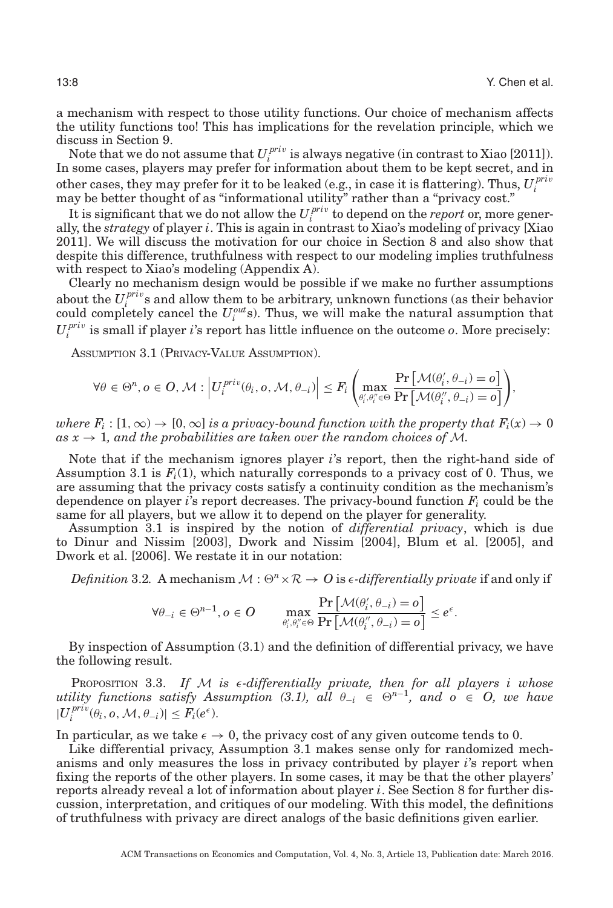a mechanism with respect to those utility functions. Our choice of mechanism affects the utility functions too! This has implications for the revelation principle, which we discuss in Section 9.

Note that we do not assume that $U_i^{priv}$ is always negative (in contrast to Xiao [2011]). In some cases, players may prefer for information about them to be kept secret, and in other cases, they may prefer for it to be leaked (e.g., in case it is flattering). Thus, $U_i^{priv}$ may be better thought of as "informational utility" rather than a "privacy cost."

It is significant that we do not allow the $U_i^{priv}$ to depend on the *report* or, more generally, the *strategy* of player $i$. This is again in contrast to Xiao's modeling of privacy [Xiao 2011]. We will discuss the motivation for our choice in Section 8 and also show that despite this difference, truthfulness with respect to our modeling implies truthfulness with respect to Xiao's modeling (Appendix A).

Clearly no mechanism design would be possible if we make no further assumptions about the $U_i^{priv}$s and allow them to be arbitrary, unknown functions (as their behavior could completely cancel the $U_i^{out}$s). Thus, we will make the natural assumption that $U_i^{priv}$ is small if player $i$'s report has little influence on the outcome $o$. More precisely:

ASSUMPTION 3.1 (PRIVACY-VALUE ASSUMPTION).

$$\forall \theta \in \Theta^n, o \in O, \mathcal{M} : \left| U_i^{priv}(\theta_i, o, \mathcal{M}, \theta_{-i}) \right| \leq F_i \left( \max_{\theta_i', \theta_i'' \in \Theta} \frac{\Pr\left[\mathcal{M}(\theta_i', \theta_{-i}) = o\right]}{\Pr\left[\mathcal{M}(\theta_i'', \theta_{-i}) = o\right]} \right),$$

*where $F_i : [1, \infty) \to [0, \infty]$ is a privacy-bound function with the property that $F_i(x) \to 0$ as $x \to 1$, and the probabilities are taken over the random choices of $\mathcal{M}$.*

Note that if the mechanism ignores player $i$'s report, then the right-hand side of Assumption 3.1 is $F_i(1)$, which naturally corresponds to a privacy cost of 0. Thus, we are assuming that the privacy costs satisfy a continuity condition as the mechanism's dependence on player $i$'s report decreases. The privacy-bound function $F_i$ could be the same for all players, but we allow it to depend on the player for generality.

Assumption 3.1 is inspired by the notion of *differential privacy*, which is due to Dinur and Nissim [2003], Dwork and Nissim [2004], Blum et al. [2005], and Dwork et al. [2006]. We restate it in our notation:

*Definition* 3.2. A mechanism $\mathcal{M} : \Theta^n \times \mathcal{R} \to O$ is $\epsilon$-*differentially private* if and only if

$$\forall \theta_{-i} \in \Theta^{n-1}, o \in O \qquad \max_{\theta_i', \theta_i'' \in \Theta} \frac{\Pr\left[\mathcal{M}(\theta_i', \theta_{-i}) = o\right]}{\Pr\left[\mathcal{M}(\theta_i'', \theta_{-i}) = o\right]} \leq e^{\epsilon}.$$

By inspection of Assumption (3.1) and the definition of differential privacy, we have the following result.

PROPOSITION 3.3. *If $\mathcal{M}$ is $\epsilon$-differentially private, then for all players $i$ whose utility functions satisfy Assumption (3.1), all $\theta_{-i} \in \Theta^{n-1}$, and $o \in O$, we have $|U_i^{priv}(\theta_i, o, \mathcal{M}, \theta_{-i})| \leq F_i(e^{\epsilon})$.*

In particular, as we take $\epsilon \to 0$, the privacy cost of any given outcome tends to 0.

Like differential privacy, Assumption 3.1 makes sense only for randomized mechanisms and only measures the loss in privacy contributed by player $i$'s report when fixing the reports of the other players. In some cases, it may be that the other players' reports already reveal a lot of information about player $i$. See Section 8 for further discussion, interpretation, and critiques of our modeling. With this model, the definitions of truthfulness with privacy are direct analogs of the basic definitions given earlier.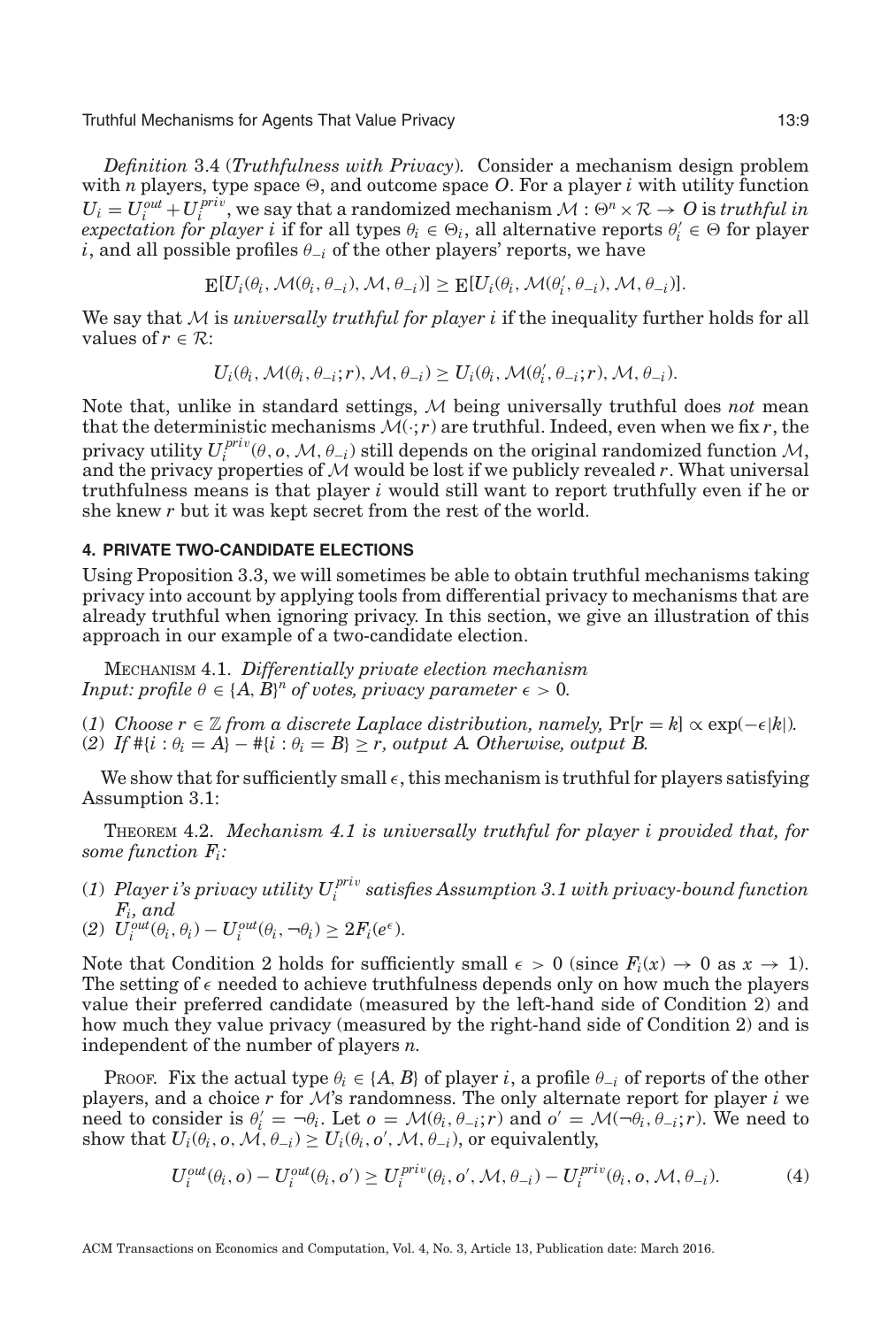*Definition* 3.4 (*Truthfulness with Privacy*). Consider a mechanism design problem with $n$ players, type space $\Theta$, and outcome space $O$. For a player $i$ with utility function $U_i = U_i^{out} + U_i^{priv}$, we say that a randomized mechanism $\mathcal{M} : \Theta^n \times \mathcal{R} \to O$ is *truthful in expectation for player i* if for all types $\theta_i \in \Theta_i$, all alternative reports $\theta_i' \in \Theta$ for player $i$, and all possible profiles $\theta_{-i}$ of the other players' reports, we have

$$\mathrm{E}[U_i(\theta_i, \mathcal{M}(\theta_i, \theta_{-i}), \mathcal{M}, \theta_{-i})] \geq \mathrm{E}[U_i(\theta_i, \mathcal{M}(\theta_i', \theta_{-i}), \mathcal{M}, \theta_{-i})].$$

We say that $\mathcal{M}$ is *universally truthful for player i* if the inequality further holds for all values of $r \in \mathcal{R}$:

$$U_i(\theta_i, \mathcal{M}(\theta_i, \theta_{-i}; r), \mathcal{M}, \theta_{-i}) \geq U_i(\theta_i, \mathcal{M}(\theta_i', \theta_{-i}; r), \mathcal{M}, \theta_{-i}).$$

Note that, unlike in standard settings, $\mathcal{M}$ being universally truthful does *not* mean that the deterministic mechanisms $\mathcal{M}(\cdot; r)$ are truthful. Indeed, even when we fix $r$, the privacy utility $U_i^{priv}(\theta, o, \mathcal{M}, \theta_{-i})$ still depends on the original randomized function $\mathcal{M}$, and the privacy properties of $\mathcal{M}$ would be lost if we publicly revealed $r$. What universal truthfulness means is that player $i$ would still want to report truthfully even if he or she knew $r$ but it was kept secret from the rest of the world.

## 4. PRIVATE TWO-CANDIDATE ELECTIONS

Using Proposition 3.3, we will sometimes be able to obtain truthful mechanisms taking privacy into account by applying tools from differential privacy to mechanisms that are already truthful when ignoring privacy. In this section, we give an illustration of this approach in our example of a two-candidate election.

MECHANISM 4.1. *Differentially private election mechanism*
*Input: profile $\theta \in \{A, B\}^n$ of votes, privacy parameter $\epsilon > 0$.*

(*1*) *Choose $r \in \mathbb{Z}$ from a discrete Laplace distribution, namely,* $\Pr[r = k] \propto \exp(-\epsilon|k|)$.
(*2*) *If $\#\{i : \theta_i = A\} - \#\{i : \theta_i = B\} \geq r$, output A. Otherwise, output B.*

We show that for sufficiently small $\epsilon$, this mechanism is truthful for players satisfying Assumption 3.1:

THEOREM 4.2. *Mechanism 4.1 is universally truthful for player i provided that, for some function $F_i$:*

(*1*) *Player i's privacy utility $U_i^{priv}$ satisfies Assumption 3.1 with privacy-bound function $F_i$, and*
(*2*) $U_i^{out}(\theta_i, \theta_i) - U_i^{out}(\theta_i, \neg\theta_i) \geq 2F_i(e^{\epsilon})$.

Note that Condition 2 holds for sufficiently small $\epsilon > 0$ (since $F_i(x) \to 0$ as $x \to 1$). The setting of $\epsilon$ needed to achieve truthfulness depends only on how much the players value their preferred candidate (measured by the left-hand side of Condition 2) and how much they value privacy (measured by the right-hand side of Condition 2) and is independent of the number of players $n$.

PROOF. Fix the actual type $\theta_i \in \{A, B\}$ of player $i$, a profile $\theta_{-i}$ of reports of the other players, and a choice $r$ for $\mathcal{M}$'s randomness. The only alternate report for player $i$ we need to consider is $\theta_i' = \neg\theta_i$. Let $o = \mathcal{M}(\theta_i, \theta_{-i}; r)$ and $o' = \mathcal{M}(\neg\theta_i, \theta_{-i}; r)$. We need to show that $U_i(\theta_i, o, \mathcal{M}, \theta_{-i}) \geq U_i(\theta_i, o', \mathcal{M}, \theta_{-i})$, or equivalently,

$$U_i^{out}(\theta_i, o) - U_i^{out}(\theta_i, o') \geq U_i^{priv}(\theta_i, o', \mathcal{M}, \theta_{-i}) - U_i^{priv}(\theta_i, o, \mathcal{M}, \theta_{-i}). \tag{4}$$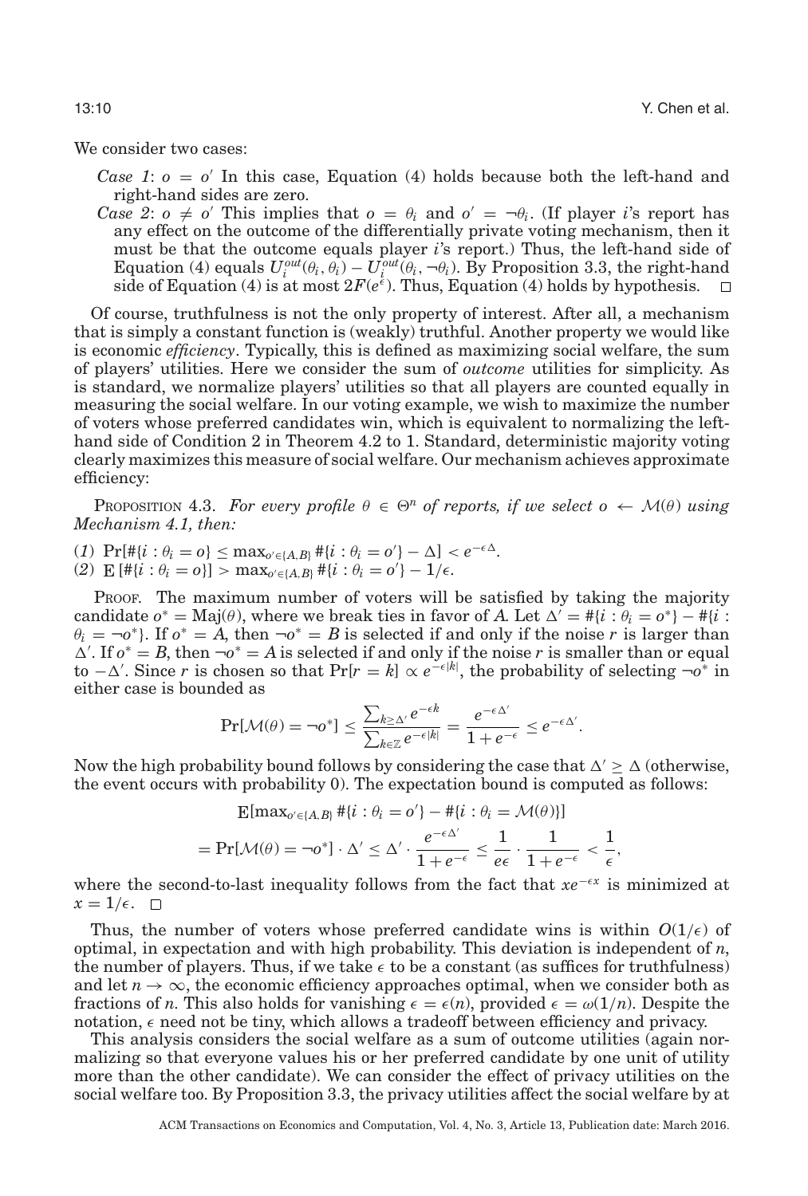We consider two cases:

*Case 1*: $o = o'$ In this case, Equation (4) holds because both the left-hand and right-hand sides are zero.

*Case 2*: $o \neq o'$ This implies that $o = \theta_i$ and $o' = \neg\theta_i$. (If player $i$'s report has any effect on the outcome of the differentially private voting mechanism, then it must be that the outcome equals player $i$'s report.) Thus, the left-hand side of Equation (4) equals $U_i^{out}(\theta_i, \theta_i) - U_i^{out}(\theta_i, \neg\theta_i)$. By Proposition 3.3, the right-hand side of Equation (4) is at most $2F(e^{\epsilon})$. Thus, Equation (4) holds by hypothesis. □

Of course, truthfulness is not the only property of interest. After all, a mechanism that is simply a constant function is (weakly) truthful. Another property we would like is economic *efficiency*. Typically, this is defined as maximizing social welfare, the sum of players' utilities. Here we consider the sum of *outcome* utilities for simplicity. As is standard, we normalize players' utilities so that all players are counted equally in measuring the social welfare. In our voting example, we wish to maximize the number of voters whose preferred candidates win, which is equivalent to normalizing the left-hand side of Condition 2 in Theorem 4.2 to 1. Standard, deterministic majority voting clearly maximizes this measure of social welfare. Our mechanism achieves approximate efficiency:

PROPOSITION 4.3. *For every profile $\theta \in \Theta^n$ of reports, if we select $o \leftarrow \mathcal{M}(\theta)$ using Mechanism 4.1, then:*

(*1*) $\Pr[\#\{i : \theta_i = o\} \leq \max_{o' \in \{A,B\}} \#\{i : \theta_i = o'\} - \Delta] < e^{-\epsilon\Delta}$.
(*2*) $\mathrm{E}[\#\{i : \theta_i = o\}] > \max_{o' \in \{A,B\}} \#\{i : \theta_i = o'\} - 1/\epsilon$.

PROOF. The maximum number of voters will be satisfied by taking the majority candidate $o^* = \mathrm{Maj}(\theta)$, where we break ties in favor of $A$. Let $\Delta' = \#\{i : \theta_i = o^*\} - \#\{i : \theta_i = \neg o^*\}$. If $o^* = A$, then $\neg o^* = B$ is selected if and only if the noise $r$ is larger than $\Delta'$. If $o^* = B$, then $\neg o^* = A$ is selected if and only if the noise $r$ is smaller than or equal to $-\Delta'$. Since $r$ is chosen so that $\Pr[r = k] \propto e^{-\epsilon|k|}$, the probability of selecting $\neg o^*$ in either case is bounded as

$$\Pr[\mathcal{M}(\theta) = \neg o^*] \leq \frac{\sum_{k \geq \Delta'} e^{-\epsilon k}}{\sum_{k \in \mathbb{Z}} e^{-\epsilon|k|}} = \frac{e^{-\epsilon\Delta'}}{1 + e^{-\epsilon}} \leq e^{-\epsilon\Delta'}.$$

Now the high probability bound follows by considering the case that $\Delta' \geq \Delta$ (otherwise, the event occurs with probability 0). The expectation bound is computed as follows:

$$\mathrm{E}[\max_{o' \in \{A,B\}} \#\{i : \theta_i = o'\} - \#\{i : \theta_i = \mathcal{M}(\theta)\}]$$

$$= \Pr[\mathcal{M}(\theta) = \neg o^*] \cdot \Delta' \leq \Delta' \cdot \frac{e^{-\epsilon\Delta'}}{1 + e^{-\epsilon}} \leq \frac{1}{e\epsilon} \cdot \frac{1}{1 + e^{-\epsilon}} < \frac{1}{\epsilon},$$

where the second-to-last inequality follows from the fact that $xe^{-\epsilon x}$ is minimized at $x = 1/\epsilon$. □

Thus, the number of voters whose preferred candidate wins is within $O(1/\epsilon)$ of optimal, in expectation and with high probability. This deviation is independent of $n$, the number of players. Thus, if we take $\epsilon$ to be a constant (as suffices for truthfulness) and let $n \to \infty$, the economic efficiency approaches optimal, when we consider both as fractions of $n$. This also holds for vanishing $\epsilon = \epsilon(n)$, provided $\epsilon = \omega(1/n)$. Despite the notation, $\epsilon$ need not be tiny, which allows a tradeoff between efficiency and privacy.

This analysis considers the social welfare as a sum of outcome utilities (again normalizing so that everyone values his or her preferred candidate by one unit of utility more than the other candidate). We can consider the effect of privacy utilities on the social welfare too. By Proposition 3.3, the privacy utilities affect the social welfare by at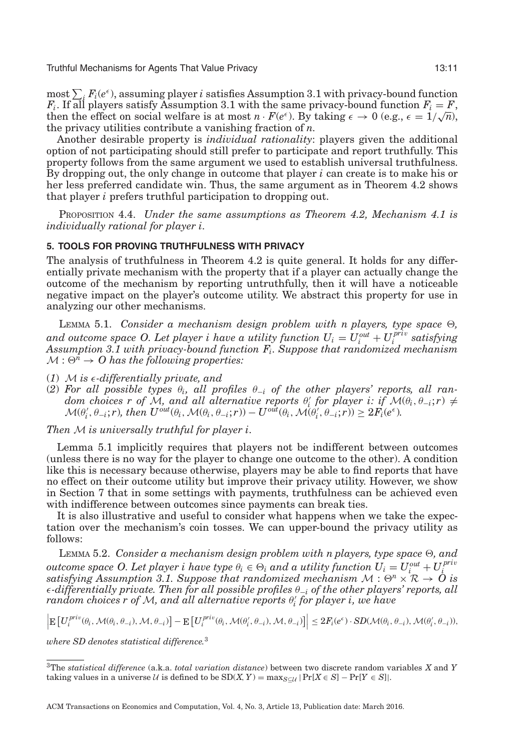most $\sum_i F_i(e^\epsilon)$, assuming player $i$ satisfies Assumption 3.1 with privacy-bound function $F_i$. If all players satisfy Assumption 3.1 with the same privacy-bound function $F_i = F$, then the effect on social welfare is at most $n \cdot F(e^\epsilon)$. By taking $\epsilon \to 0$ (e.g., $\epsilon = 1/\sqrt{n}$), the privacy utilities contribute a vanishing fraction of $n$.

Another desirable property is *individual rationality*: players given the additional option of not participating should still prefer to participate and report truthfully. This property follows from the same argument we used to establish universal truthfulness. By dropping out, the only change in outcome that player $i$ can create is to make his or her less preferred candidate win. Thus, the same argument as in Theorem 4.2 shows that player $i$ prefers truthful participation to dropping out.

PROPOSITION 4.4. *Under the same assumptions as Theorem 4.2, Mechanism 4.1 is individually rational for player $i$.*

## 5. TOOLS FOR PROVING TRUTHFULNESS WITH PRIVACY

The analysis of truthfulness in Theorem 4.2 is quite general. It holds for any differentially private mechanism with the property that if a player can actually change the outcome of the mechanism by reporting untruthfully, then it will have a noticeable negative impact on the player's outcome utility. We abstract this property for use in analyzing our other mechanisms.

LEMMA 5.1. *Consider a mechanism design problem with $n$ players, type space $\Theta$, and outcome space $O$. Let player $i$ have a utility function $U_i = U_i^{out} + U_i^{priv}$ satisfying Assumption 3.1 with privacy-bound function $F_i$. Suppose that randomized mechanism $\mathcal{M} : \Theta^n \to O$ has the following properties:*

(1) *$\mathcal{M}$ is $\epsilon$-differentially private, and*
(2) *For all possible types $\theta_i$, all profiles $\theta_{-i}$ of the other players' reports, all random choices $r$ of $\mathcal{M}$, and all alternative reports $\theta_i'$ for player $i$: if $\mathcal{M}(\theta_i, \theta_{-i}; r) \neq \mathcal{M}(\theta_i', \theta_{-i}; r)$, then $U^{out}(\theta_i, \mathcal{M}(\theta_i, \theta_{-i}; r)) - U^{out}(\theta_i, \mathcal{M}(\theta_i', \theta_{-i}; r)) \geq 2F_i(e^\epsilon)$.*

*Then $\mathcal{M}$ is universally truthful for player $i$.*

Lemma 5.1 implicitly requires that players not be indifferent between outcomes (unless there is no way for the player to change one outcome to the other). A condition like this is necessary because otherwise, players may be able to find reports that have no effect on their outcome utility but improve their privacy utility. However, we show in Section 7 that in some settings with payments, truthfulness can be achieved even with indifference between outcomes since payments can break ties.

It is also illustrative and useful to consider what happens when we take the expectation over the mechanism's coin tosses. We can upper-bound the privacy utility as follows:

LEMMA 5.2. *Consider a mechanism design problem with $n$ players, type space $\Theta$, and outcome space $O$. Let player $i$ have type $\theta_i \in \Theta_i$ and a utility function $U_i = U_i^{out} + U_i^{priv}$ satisfying Assumption 3.1. Suppose that randomized mechanism $\mathcal{M} : \Theta^n \times \mathcal{R} \to O$ is $\epsilon$-differentially private. Then for all possible profiles $\theta_{-i}$ of the other players' reports, all random choices $r$ of $\mathcal{M}$, and all alternative reports $\theta_i'$ for player $i$, we have*

$$\left| \mathrm{E}\left[U_i^{priv}(\theta_i, \mathcal{M}(\theta_i, \theta_{-i}), \mathcal{M}, \theta_{-i})\right] - \mathrm{E}\left[U_i^{priv}(\theta_i, \mathcal{M}(\theta_i', \theta_{-i}), \mathcal{M}, \theta_{-i})\right] \right| \leq 2F_i(e^\epsilon) \cdot SD(\mathcal{M}(\theta_i, \theta_{-i}), \mathcal{M}(\theta_i', \theta_{-i})),$$

*where SD denotes statistical difference.*[3]

[3] The *statistical difference* (a.k.a. *total variation distance*) between two discrete random variables $X$ and $Y$ taking values in a universe $\mathcal{U}$ is defined to be $\mathrm{SD}(X, Y) = \max_{S \subseteq \mathcal{U}} |\Pr[X \in S] - \Pr[Y \in S]|$.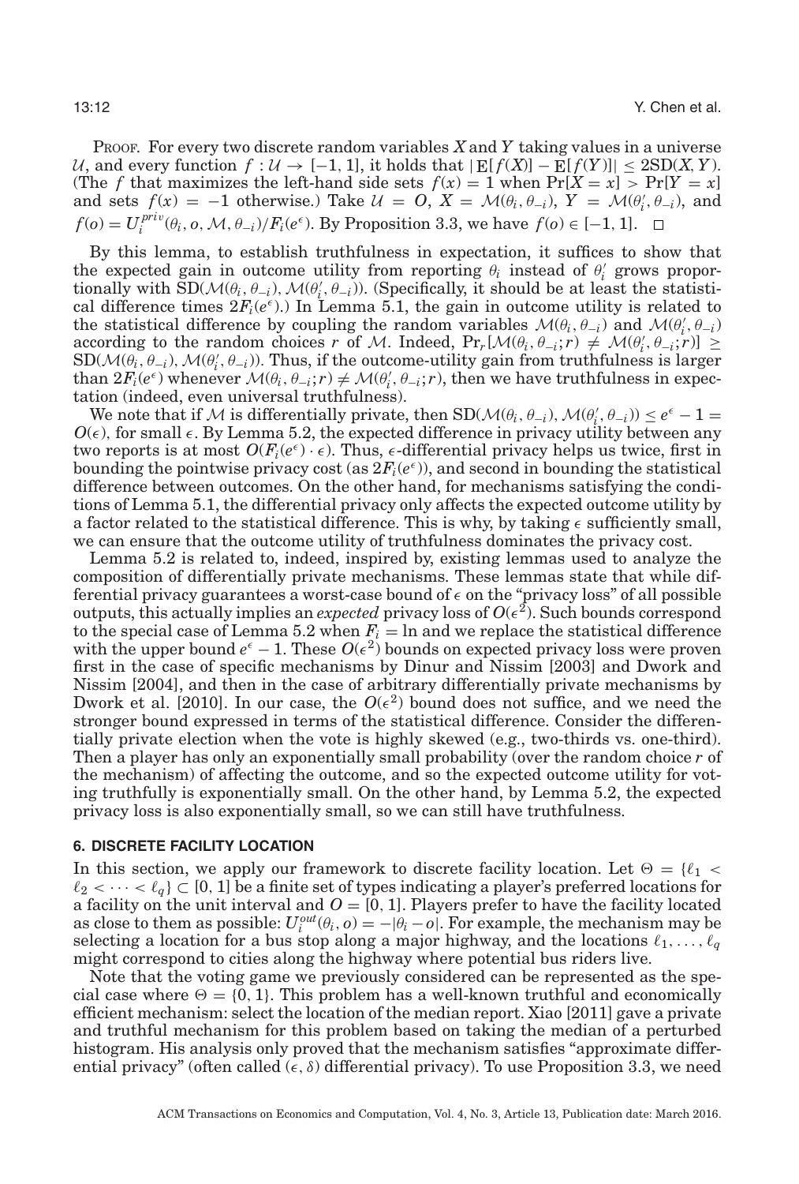PROOF. For every two discrete random variables $X$ and $Y$ taking values in a universe $\mathcal{U}$, and every function $f : \mathcal{U} \to [-1, 1]$, it holds that $|\mathrm{E}[f(X)] - \mathrm{E}[f(Y)]| \leq 2\mathrm{SD}(X, Y)$. (The $f$ that maximizes the left-hand side sets $f(x) = 1$ when $\Pr[X = x] > \Pr[Y = x]$ and sets $f(x) = -1$ otherwise.) Take $\mathcal{U} = O$, $X = \mathcal{M}(\theta_i, \theta_{-i})$, $Y = \mathcal{M}(\theta_i', \theta_{-i})$, and $f(o) = U_i^{priv}(\theta_i, o, \mathcal{M}, \theta_{-i})/F_i(e^\epsilon)$. By Proposition 3.3, we have $f(o) \in [-1, 1]$. □

By this lemma, to establish truthfulness in expectation, it suffices to show that the expected gain in outcome utility from reporting $\theta_i$ instead of $\theta_i'$ grows proportionally with $\mathrm{SD}(\mathcal{M}(\theta_i, \theta_{-i}), \mathcal{M}(\theta_i', \theta_{-i}))$. (Specifically, it should be at least the statistical difference times $2F_i(e^\epsilon)$.) In Lemma 5.1, the gain in outcome utility is related to the statistical difference by coupling the random variables $\mathcal{M}(\theta_i, \theta_{-i})$ and $\mathcal{M}(\theta_i', \theta_{-i})$ according to the random choices $r$ of $\mathcal{M}$. Indeed, $\Pr_r[\mathcal{M}(\theta_i, \theta_{-i}; r) \neq \mathcal{M}(\theta_i', \theta_{-i}; r)] \geq \mathrm{SD}(\mathcal{M}(\theta_i, \theta_{-i}), \mathcal{M}(\theta_i', \theta_{-i}))$. Thus, if the outcome-utility gain from truthfulness is larger than $2F_i(e^\epsilon)$ whenever $\mathcal{M}(\theta_i, \theta_{-i}; r) \neq \mathcal{M}(\theta_i', \theta_{-i}; r)$, then we have truthfulness in expectation (indeed, even universal truthfulness).

We note that if $\mathcal{M}$ is differentially private, then $\mathrm{SD}(\mathcal{M}(\theta_i, \theta_{-i}), \mathcal{M}(\theta_i', \theta_{-i})) \leq e^\epsilon - 1 = O(\epsilon)$, for small $\epsilon$. By Lemma 5.2, the expected difference in privacy utility between any two reports is at most $O(F_i(e^\epsilon) \cdot \epsilon)$. Thus, $\epsilon$-differential privacy helps us twice, first in bounding the pointwise privacy cost (as $2F_i(e^\epsilon)$), and second in bounding the statistical difference between outcomes. On the other hand, for mechanisms satisfying the conditions of Lemma 5.1, the differential privacy only affects the expected outcome utility by a factor related to the statistical difference. This is why, by taking $\epsilon$ sufficiently small, we can ensure that the outcome utility of truthfulness dominates the privacy cost.

Lemma 5.2 is related to, indeed, inspired by, existing lemmas used to analyze the composition of differentially private mechanisms. These lemmas state that while differential privacy guarantees a worst-case bound of $\epsilon$ on the "privacy loss" of all possible outputs, this actually implies an *expected* privacy loss of $O(\epsilon^2)$. Such bounds correspond to the special case of Lemma 5.2 when $F_i = \ln$ and we replace the statistical difference with the upper bound $e^\epsilon - 1$. These $O(\epsilon^2)$ bounds on expected privacy loss were proven first in the case of specific mechanisms by Dinur and Nissim [2003] and Dwork and Nissim [2004], and then in the case of arbitrary differentially private mechanisms by Dwork et al. [2010]. In our case, the $O(\epsilon^2)$ bound does not suffice, and we need the stronger bound expressed in terms of the statistical difference. Consider the differentially private election when the vote is highly skewed (e.g., two-thirds vs. one-third). Then a player has only an exponentially small probability (over the random choice $r$ of the mechanism) of affecting the outcome, and so the expected outcome utility for voting truthfully is exponentially small. On the other hand, by Lemma 5.2, the expected privacy loss is also exponentially small, so we can still have truthfulness.

## 6. DISCRETE FACILITY LOCATION

In this section, we apply our framework to discrete facility location. Let $\Theta = \{\ell_1 < \ell_2 < \cdots < \ell_q\} \subset [0, 1]$ be a finite set of types indicating a player's preferred locations for a facility on the unit interval and $O = [0, 1]$. Players prefer to have the facility located as close to them as possible: $U_i^{out}(\theta_i, o) = -|\theta_i - o|$. For example, the mechanism may be selecting a location for a bus stop along a major highway, and the locations $\ell_1, \ldots, \ell_q$ might correspond to cities along the highway where potential bus riders live.

Note that the voting game we previously considered can be represented as the special case where $\Theta = \{0, 1\}$. This problem has a well-known truthful and economically efficient mechanism: select the location of the median report. Xiao [2011] gave a private and truthful mechanism for this problem based on taking the median of a perturbed histogram. His analysis only proved that the mechanism satisfies "approximate differential privacy" (often called $(\epsilon, \delta)$ differential privacy). To use Proposition 3.3, we need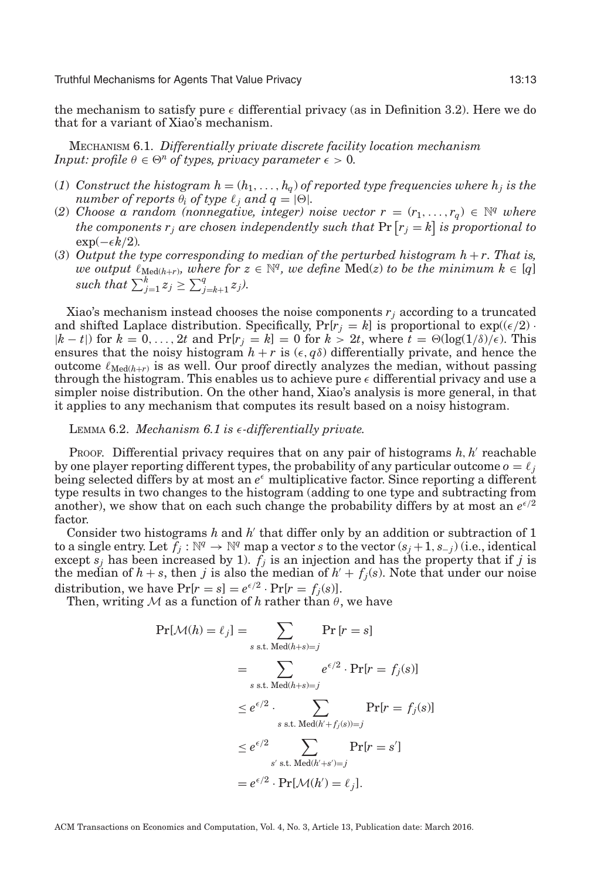the mechanism to satisfy pure $\epsilon$ differential privacy (as in Definition 3.2). Here we do that for a variant of Xiao's mechanism.

MECHANISM 6.1. *Differentially private discrete facility location mechanism*
*Input: profile $\theta \in \Theta^n$ of types, privacy parameter $\epsilon > 0$.*

(1) *Construct the histogram $h = (h_1, \ldots, h_q)$ of reported type frequencies where $h_j$ is the number of reports $\theta_i$ of type $\ell_j$ and $q = |\Theta|$.*
(2) *Choose a random (nonnegative, integer) noise vector $r = (r_1, \ldots, r_q) \in \mathbb{N}^q$ where the components $r_j$ are chosen independently such that $\Pr\left[r_j = k\right]$ is proportional to $\exp(-\epsilon k/2)$.*
(3) *Output the type corresponding to median of the perturbed histogram $h + r$. That is, we output $\ell_{\text{Med}(h+r)}$, where for $z \in \mathbb{N}^q$, we define $\text{Med}(z)$ to be the minimum $k \in [q]$ such that $\sum_{j=1}^{k} z_j \geq \sum_{j=k+1}^{q} z_j$).*

Xiao's mechanism instead chooses the noise components $r_j$ according to a truncated and shifted Laplace distribution. Specifically, $\Pr[r_j = k]$ is proportional to $\exp((\epsilon/2) \cdot |k - t|)$ for $k = 0, \ldots, 2t$ and $\Pr[r_j = k] = 0$ for $k > 2t$, where $t = \Theta(\log(1/\delta)/\epsilon)$. This ensures that the noisy histogram $h + r$ is $(\epsilon, q\delta)$ differentially private, and hence the outcome $\ell_{\text{Med}(h+r)}$ is as well. Our proof directly analyzes the median, without passing through the histogram. This enables us to achieve pure $\epsilon$ differential privacy and use a simpler noise distribution. On the other hand, Xiao's analysis is more general, in that it applies to any mechanism that computes its result based on a noisy histogram.

LEMMA 6.2. *Mechanism 6.1 is $\epsilon$-differentially private.*

PROOF. Differential privacy requires that on any pair of histograms $h, h'$ reachable by one player reporting different types, the probability of any particular outcome $o = \ell_j$ being selected differs by at most an $e^{\epsilon}$ multiplicative factor. Since reporting a different type results in two changes to the histogram (adding to one type and subtracting from another), we show that on each such change the probability differs by at most an $e^{\epsilon/2}$ factor.

Consider two histograms $h$ and $h'$ that differ only by an addition or subtraction of 1 to a single entry. Let $f_j : \mathbb{N}^q \to \mathbb{N}^q$ map a vector $s$ to the vector $(s_j + 1, s_{-j})$ (i.e., identical except $s_j$ has been increased by 1). $f_j$ is an injection and has the property that if $j$ is the median of $h + s$, then $j$ is also the median of $h' + f_j(s)$. Note that under our noise distribution, we have $\Pr[r = s] = e^{\epsilon/2} \cdot \Pr[r = f_j(s)]$.

Then, writing $\mathcal{M}$ as a function of $h$ rather than $\theta$, we have

$$
\begin{aligned}
\Pr[\mathcal{M}(h) = \ell_j] &= \sum_{s \text{ s.t. } \text{Med}(h+s)=j} \Pr\left[r = s\right] \\
&= \sum_{s \text{ s.t. } \text{Med}(h+s)=j} e^{\epsilon/2} \cdot \Pr[r = f_j(s)] \\
&\leq e^{\epsilon/2} \cdot \sum_{s \text{ s.t. } \text{Med}(h'+f_j(s))=j} \Pr[r = f_j(s)] \\
&\leq e^{\epsilon/2} \sum_{s' \text{ s.t. } \text{Med}(h'+s')=j} \Pr[r = s'] \\
&= e^{\epsilon/2} \cdot \Pr[\mathcal{M}(h') = \ell_j].
\end{aligned}
$$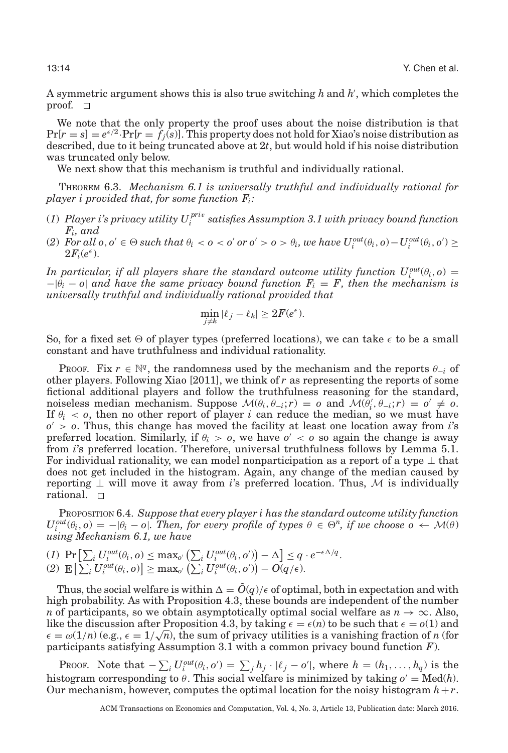A symmetric argument shows this is also true switching $h$ and $h'$, which completes the proof. □

We note that the only property the proof uses about the noise distribution is that $\Pr[r = s] = e^{\epsilon/2} \cdot \Pr[r = f_j(s)]$. This property does not hold for Xiao's noise distribution as described, due to it being truncated above at $2t$, but would hold if his noise distribution was truncated only below.

We next show that this mechanism is truthful and individually rational.

THEOREM 6.3. *Mechanism 6.1 is universally truthful and individually rational for player i provided that, for some function $F_i$:*

(1) *Player i's privacy utility $U_i^{priv}$ satisfies Assumption 3.1 with privacy bound function $F_i$, and*

(2) *For all $o, o' \in \Theta$ such that $\theta_i < o < o'$ or $o' > o > \theta_i$, we have $U_i^{out}(\theta_i, o) - U_i^{out}(\theta_i, o') \geq 2F_i(e^{\epsilon})$.*

*In particular, if all players share the standard outcome utility function $U_i^{out}(\theta_i, o) = -|\theta_i - o|$ and have the same privacy bound function $F_i = F$, then the mechanism is universally truthful and individually rational provided that*

$$\min_{j \neq k} |\ell_j - \ell_k| \geq 2F(e^{\epsilon}).$$

So, for a fixed set $\Theta$ of player types (preferred locations), we can take $\epsilon$ to be a small constant and have truthfulness and individual rationality.

PROOF. Fix $r \in \mathbb{N}^q$, the randomness used by the mechanism and the reports $\theta_{-i}$ of other players. Following Xiao [2011], we think of $r$ as representing the reports of some fictional additional players and follow the truthfulness reasoning for the standard, noiseless median mechanism. Suppose $\mathcal{M}(\theta_i, \theta_{-i}; r) = o$ and $\mathcal{M}(\theta_i', \theta_{-i}; r) = o' \neq o$. If $\theta_i < o$, then no other report of player $i$ can reduce the median, so we must have $o' > o$. Thus, this change has moved the facility at least one location away from $i$'s preferred location. Similarly, if $\theta_i > o$, we have $o' < o$ so again the change is away from $i$'s preferred location. Therefore, universal truthfulness follows by Lemma 5.1. For individual rationality, we can model nonparticipation as a report of a type $\perp$ that does not get included in the histogram. Again, any change of the median caused by reporting $\perp$ will move it away from $i$'s preferred location. Thus, $\mathcal{M}$ is individually rational. □

PROPOSITION 6.4. *Suppose that every player i has the standard outcome utility function $U_i^{out}(\theta_i, o) = -|\theta_i - o|$. Then, for every profile of types $\theta \in \Theta^n$, if we choose $o \leftarrow \mathcal{M}(\theta)$ using Mechanism 6.1, we have*

(1) $\Pr\left[\sum_i U_i^{out}(\theta_i, o) \leq \max_{o'} \left(\sum_i U_i^{out}(\theta_i, o')\right) - \Delta\right] \leq q \cdot e^{-\epsilon\Delta/q}$.

(2) $\mathrm{E}\left[\sum_i U_i^{out}(\theta_i, o)\right] \geq \max_{o'} \left(\sum_i U_i^{out}(\theta_i, o')\right) - O(q/\epsilon)$.

Thus, the social welfare is within $\Delta = \tilde{O}(q)/\epsilon$ of optimal, both in expectation and with high probability. As with Proposition 4.3, these bounds are independent of the number $n$ of participants, so we obtain asymptotically optimal social welfare as $n \to \infty$. Also, like the discussion after Proposition 4.3, by taking $\epsilon = \epsilon(n)$ to be such that $\epsilon = o(1)$ and $\epsilon = \omega(1/n)$ (e.g., $\epsilon = 1/\sqrt{n}$), the sum of privacy utilities is a vanishing fraction of $n$ (for participants satisfying Assumption 3.1 with a common privacy bound function $F$).

PROOF. Note that $-\sum_i U_i^{out}(\theta_i, o') = \sum_j h_j \cdot |\ell_j - o'|$, where $h = (h_1, \ldots, h_q)$ is the histogram corresponding to $\theta$. This social welfare is minimized by taking $o' = \mathrm{Med}(h)$. Our mechanism, however, computes the optimal location for the noisy histogram $h + r$.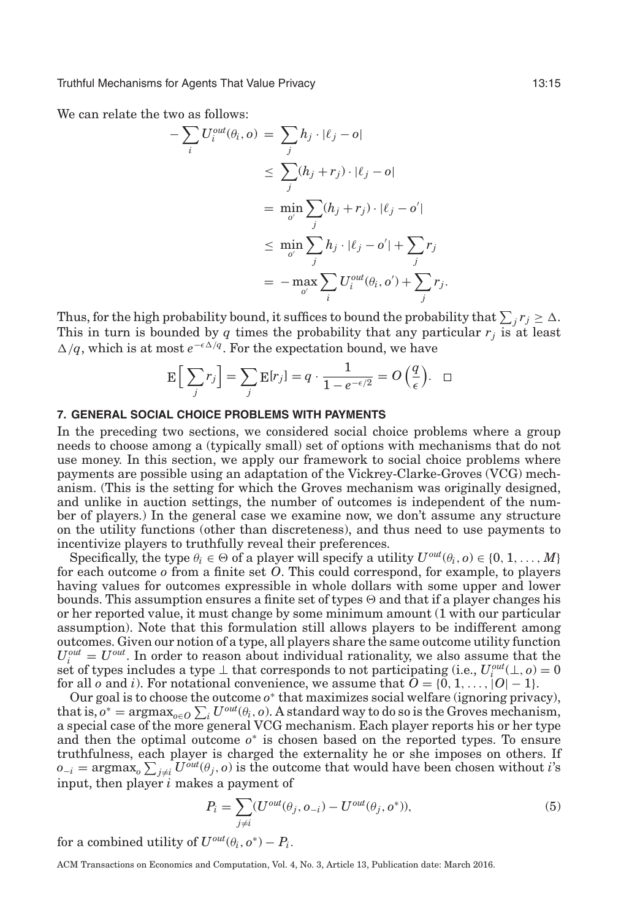We can relate the two as follows:

$$
\begin{aligned}
-\sum_i U_i^{out}(\theta_i, o) &= \sum_j h_j \cdot |\ell_j - o| \\
&\leq \sum_j (h_j + r_j) \cdot |\ell_j - o| \\
&= \min_{o'} \sum_j (h_j + r_j) \cdot |\ell_j - o'| \\
&\leq \min_{o'} \sum_j h_j \cdot |\ell_j - o'| + \sum_j r_j \\
&= -\max_{o'} \sum_i U_i^{out}(\theta_i, o') + \sum_j r_j.
\end{aligned}
$$

Thus, for the high probability bound, it suffices to bound the probability that $\sum_j r_j \geq \Delta$. This in turn is bounded by $q$ times the probability that any particular $r_j$ is at least $\Delta/q$, which is at most $e^{-\epsilon\Delta/q}$. For the expectation bound, we have

$$
\mathrm{E}\Big[\sum_j r_j\Big] = \sum_j \mathrm{E}[r_j] = q \cdot \frac{1}{1 - e^{-\epsilon/2}} = O\Big(\frac{q}{\epsilon}\Big). \quad \square
$$

## 7. GENERAL SOCIAL CHOICE PROBLEMS WITH PAYMENTS

In the preceding two sections, we considered social choice problems where a group needs to choose among a (typically small) set of options with mechanisms that do not use money. In this section, we apply our framework to social choice problems where payments are possible using an adaptation of the Vickrey-Clarke-Groves (VCG) mechanism. (This is the setting for which the Groves mechanism was originally designed, and unlike in auction settings, the number of outcomes is independent of the number of players.) In the general case we examine now, we don't assume any structure on the utility functions (other than discreteness), and thus need to use payments to incentivize players to truthfully reveal their preferences.

Specifically, the type $\theta_i \in \Theta$ of a player will specify a utility $U^{out}(\theta_i, o) \in \{0, 1, \ldots, M\}$ for each outcome $o$ from a finite set $O$. This could correspond, for example, to players having values for outcomes expressible in whole dollars with some upper and lower bounds. This assumption ensures a finite set of types $\Theta$ and that if a player changes his or her reported value, it must change by some minimum amount (1 with our particular assumption). Note that this formulation still allows players to be indifferent among outcomes. Given our notion of a type, all players share the same outcome utility function $U_i^{out} = U^{out}$. In order to reason about individual rationality, we also assume that the set of types includes a type $\perp$ that corresponds to not participating (i.e., $U_i^{out}(\perp, o) = 0$ for all $o$ and $i$). For notational convenience, we assume that $O = \{0, 1, \ldots, |O| - 1\}$.

Our goal is to choose the outcome $o^*$ that maximizes social welfare (ignoring privacy), that is, $o^* = \mathrm{argmax}_{o \in O} \sum_i U^{out}(\theta_i, o)$. A standard way to do so is the Groves mechanism, a special case of the more general VCG mechanism. Each player reports his or her type and then the optimal outcome $o^*$ is chosen based on the reported types. To ensure truthfulness, each player is charged the externality he or she imposes on others. If $o_{-i} = \mathrm{argmax}_o \sum_{j \neq i} U^{out}(\theta_j, o)$ is the outcome that would have been chosen without $i$'s input, then player $i$ makes a payment of

$$
P_i = \sum_{j \neq i} (U^{out}(\theta_j, o_{-i}) - U^{out}(\theta_j, o^*)), \tag{5}
$$

for a combined utility of $U^{out}(\theta_i, o^*) - P_i$.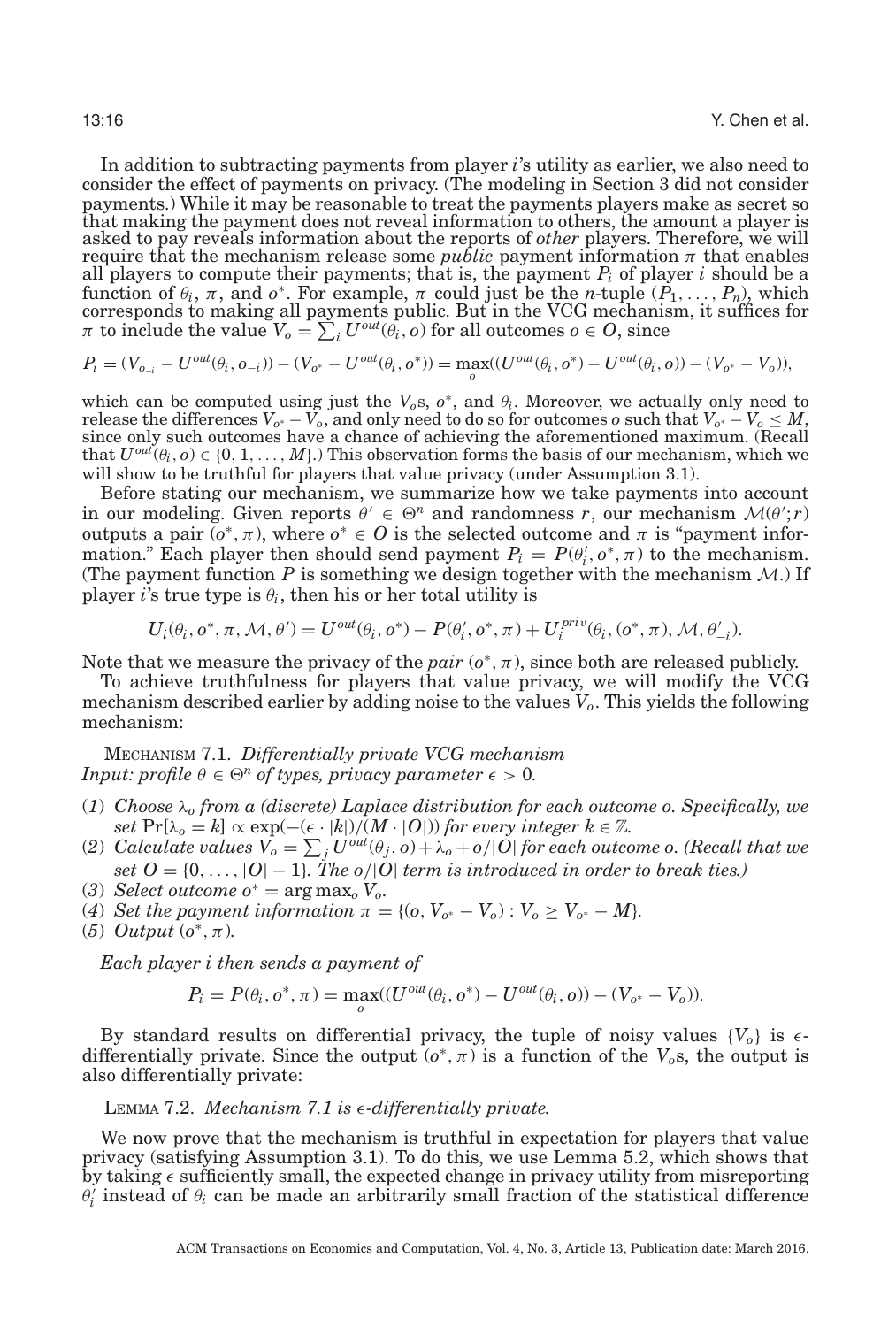In addition to subtracting payments from player $i$'s utility as earlier, we also need to consider the effect of payments on privacy. (The modeling in Section 3 did not consider payments.) While it may be reasonable to treat the payments players make as secret so that making the payment does not reveal information to others, the amount a player is asked to pay reveals information about the reports of *other* players. Therefore, we will require that the mechanism release some *public* payment information $\pi$ that enables all players to compute their payments; that is, the payment $P_i$ of player $i$ should be a function of $\theta_i$, $\pi$, and $o^*$. For example, $\pi$ could just be the $n$-tuple $(P_1, \ldots, P_n)$, which corresponds to making all payments public. But in the VCG mechanism, it suffices for $\pi$ to include the value $V_o = \sum_i U^{out}(\theta_i, o)$ for all outcomes $o \in O$, since

$$P_i = (V_{o_{-i}} - U^{out}(\theta_i, o_{-i})) - (V_{o^*} - U^{out}(\theta_i, o^*)) = \max_o((U^{out}(\theta_i, o^*) - U^{out}(\theta_i, o)) - (V_{o^*} - V_o)),$$

which can be computed using just the $V_o$s, $o^*$, and $\theta_i$. Moreover, we actually only need to release the differences $V_{o^*} - V_o$, and only need to do so for outcomes $o$ such that $V_{o^*} - V_o \leq M$, since only such outcomes have a chance of achieving the aforementioned maximum. (Recall that $U^{out}(\theta_i, o) \in \{0, 1, \ldots, M\}$.) This observation forms the basis of our mechanism, which we will show to be truthful for players that value privacy (under Assumption 3.1).

Before stating our mechanism, we summarize how we take payments into account in our modeling. Given reports $\theta' \in \Theta^n$ and randomness $r$, our mechanism $\mathcal{M}(\theta'; r)$ outputs a pair $(o^*, \pi)$, where $o^* \in O$ is the selected outcome and $\pi$ is "payment information." Each player then should send payment $P_i = P(\theta_i', o^*, \pi)$ to the mechanism. (The payment function $P$ is something we design together with the mechanism $\mathcal{M}$.) If player $i$'s true type is $\theta_i$, then his or her total utility is

$$U_i(\theta_i, o^*, \pi, \mathcal{M}, \theta') = U^{out}(\theta_i, o^*) - P(\theta_i', o^*, \pi) + U_i^{priv}(\theta_i, (o^*, \pi), \mathcal{M}, \theta_{-i}').$$

Note that we measure the privacy of the *pair* $(o^*, \pi)$, since both are released publicly.

To achieve truthfulness for players that value privacy, we will modify the VCG mechanism described earlier by adding noise to the values $V_o$. This yields the following mechanism:

MECHANISM 7.1. *Differentially private VCG mechanism*
*Input: profile $\theta \in \Theta^n$ of types, privacy parameter $\epsilon > 0$.*

(1) *Choose $\lambda_o$ from a (discrete) Laplace distribution for each outcome $o$. Specifically, we set $\Pr[\lambda_o = k] \propto \exp(-(\epsilon \cdot |k|)/(M \cdot |O|))$ for every integer $k \in \mathbb{Z}$.*
(2) *Calculate values $V_o = \sum_j U^{out}(\theta_j, o) + \lambda_o + o/|O|$ for each outcome $o$. (Recall that we set $O = \{0, \ldots, |O| - 1\}$. The $o/|O|$ term is introduced in order to break ties.)*
(3) *Select outcome $o^* = \arg\max_o V_o$.*
(4) *Set the payment information $\pi = \{(o, V_{o^*} - V_o) : V_o \geq V_{o^*} - M\}$.*
(5) *Output $(o^*, \pi)$.*

*Each player $i$ then sends a payment of*

$$P_i = P(\theta_i, o^*, \pi) = \max_o((U^{out}(\theta_i, o^*) - U^{out}(\theta_i, o)) - (V_{o^*} - V_o)).$$

By standard results on differential privacy, the tuple of noisy values $\{V_o\}$ is $\epsilon$-differentially private. Since the output $(o^*, \pi)$ is a function of the $V_o$s, the output is also differentially private:

LEMMA 7.2. *Mechanism 7.1 is $\epsilon$-differentially private.*

We now prove that the mechanism is truthful in expectation for players that value privacy (satisfying Assumption 3.1). To do this, we use Lemma 5.2, which shows that by taking $\epsilon$ sufficiently small, the expected change in privacy utility from misreporting $\theta_i'$ instead of $\theta_i$ can be made an arbitrarily small fraction of the statistical difference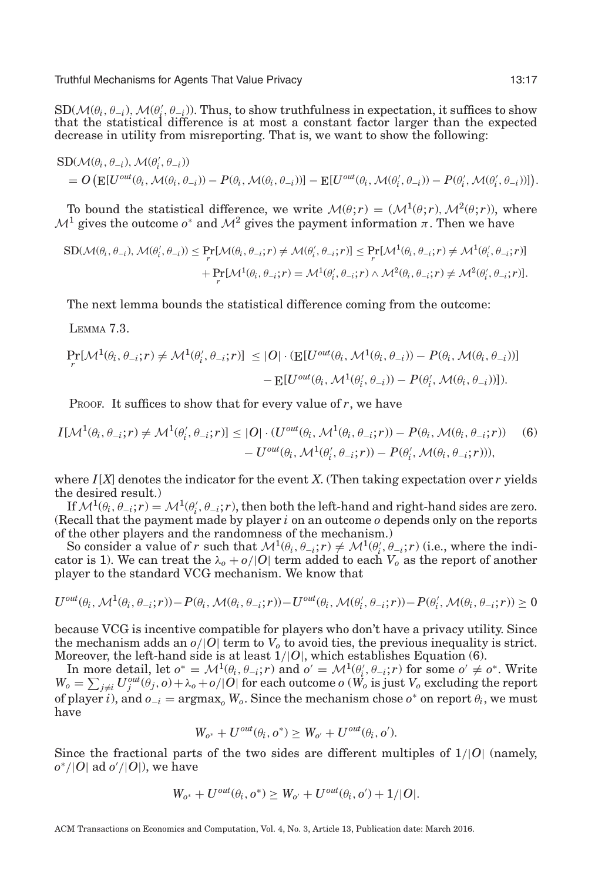$\mathrm{SD}(\mathcal{M}(\theta_i, \theta_{-i}), \mathcal{M}(\theta_i', \theta_{-i}))$. Thus, to show truthfulness in expectation, it suffices to show that the statistical difference is at most a constant factor larger than the expected decrease in utility from misreporting. That is, we want to show the following:

$$
\begin{aligned}
&\mathrm{SD}(\mathcal{M}(\theta_i, \theta_{-i}), \mathcal{M}(\theta_i', \theta_{-i})) \\
&\quad = O\left(\mathrm{E}[U^{out}(\theta_i, \mathcal{M}(\theta_i, \theta_{-i})) - P(\theta_i, \mathcal{M}(\theta_i, \theta_{-i}))] - \mathrm{E}[U^{out}(\theta_i, \mathcal{M}(\theta_i', \theta_{-i})) - P(\theta_i', \mathcal{M}(\theta_i', \theta_{-i}))]\right).
\end{aligned}
$$

To bound the statistical difference, we write $\mathcal{M}(\theta; r) = (\mathcal{M}^1(\theta; r), \mathcal{M}^2(\theta; r))$, where $\mathcal{M}^1$ gives the outcome $o^*$ and $\mathcal{M}^2$ gives the payment information $\pi$. Then we have

$$
\begin{aligned}
\mathrm{SD}(\mathcal{M}(\theta_i, \theta_{-i}), \mathcal{M}(\theta_i', \theta_{-i})) &\le \Pr_r[\mathcal{M}(\theta_i, \theta_{-i}; r) \ne \mathcal{M}(\theta_i', \theta_{-i}; r)] \le \Pr_r[\mathcal{M}^1(\theta_i, \theta_{-i}; r) \ne \mathcal{M}^1(\theta_i', \theta_{-i}; r)] \\
&\quad + \Pr_r[\mathcal{M}^1(\theta_i, \theta_{-i}; r) = \mathcal{M}^1(\theta_i', \theta_{-i}; r) \wedge \mathcal{M}^2(\theta_i, \theta_{-i}; r) \ne \mathcal{M}^2(\theta_i', \theta_{-i}; r)].
\end{aligned}
$$

The next lemma bounds the statistical difference coming from the outcome:

LEMMA 7.3.

$$
\begin{aligned}
\Pr_r[\mathcal{M}^1(\theta_i, \theta_{-i}; r) \ne \mathcal{M}^1(\theta_i', \theta_{-i}; r)] &\le |O| \cdot (\mathrm{E}[U^{out}(\theta_i, \mathcal{M}^1(\theta_i, \theta_{-i})) - P(\theta_i, \mathcal{M}(\theta_i, \theta_{-i}))] \\
&\quad - \mathrm{E}[U^{out}(\theta_i, \mathcal{M}^1(\theta_i', \theta_{-i})) - P(\theta_i', \mathcal{M}(\theta_i, \theta_{-i}))]).
\end{aligned}
$$

PROOF. It suffices to show that for every value of $r$, we have

$$
\begin{aligned}
I[\mathcal{M}^1(\theta_i, \theta_{-i}; r) \ne \mathcal{M}^1(\theta_i', \theta_{-i}; r)] &\le |O| \cdot (U^{out}(\theta_i, \mathcal{M}^1(\theta_i, \theta_{-i}; r)) - P(\theta_i, \mathcal{M}(\theta_i, \theta_{-i}; r)) \qquad (6) \\
&\quad - U^{out}(\theta_i, \mathcal{M}^1(\theta_i', \theta_{-i}; r)) - P(\theta_i', \mathcal{M}(\theta_i, \theta_{-i}; r))),
\end{aligned}
$$

where $I[X]$ denotes the indicator for the event $X$. (Then taking expectation over $r$ yields the desired result.)

If $\mathcal{M}^1(\theta_i, \theta_{-i}; r) = \mathcal{M}^1(\theta_i', \theta_{-i}; r)$, then both the left-hand and right-hand sides are zero. (Recall that the payment made by player $i$ on an outcome $o$ depends only on the reports of the other players and the randomness of the mechanism.)

So consider a value of $r$ such that $\mathcal{M}^1(\theta_i, \theta_{-i}; r) \ne \mathcal{M}^1(\theta_i', \theta_{-i}; r)$ (i.e., where the indicator is 1). We can treat the $\lambda_o + o/|O|$ term added to each $V_o$ as the report of another player to the standard VCG mechanism. We know that

$$
U^{out}(\theta_i, \mathcal{M}^1(\theta_i, \theta_{-i}; r)) - P(\theta_i, \mathcal{M}(\theta_i, \theta_{-i}; r)) - U^{out}(\theta_i, \mathcal{M}(\theta_i', \theta_{-i}; r)) - P(\theta_i', \mathcal{M}(\theta_i, \theta_{-i}; r)) \ge 0
$$

because VCG is incentive compatible for players who don't have a privacy utility. Since the mechanism adds an $o/|O|$ term to $V_o$ to avoid ties, the previous inequality is strict. Moreover, the left-hand side is at least $1/|O|$, which establishes Equation (6).

In more detail, let $o^* = \mathcal{M}^1(\theta_i, \theta_{-i}; r)$ and $o' = \mathcal{M}^1(\theta_i', \theta_{-i}; r)$ for some $o' \ne o^*$. Write $W_o = \sum_{j \ne i} U_j^{out}(\theta_j, o) + \lambda_o + o/|O|$ for each outcome $o$ ($W_o$ is just $V_o$ excluding the report of player $i$), and $o_{-i} = \operatorname{argmax}_o W_o$. Since the mechanism chose $o^*$ on report $\theta_i$, we must have

$$
W_{o^*} + U^{out}(\theta_i, o^*) \ge W_{o'} + U^{out}(\theta_i, o').
$$

Since the fractional parts of the two sides are different multiples of $1/|O|$ (namely, $o^*/|O|$ ad $o'/|O|$), we have

$$
W_{o^*} + U^{out}(\theta_i, o^*) \ge W_{o'} + U^{out}(\theta_i, o') + 1/|O|.
$$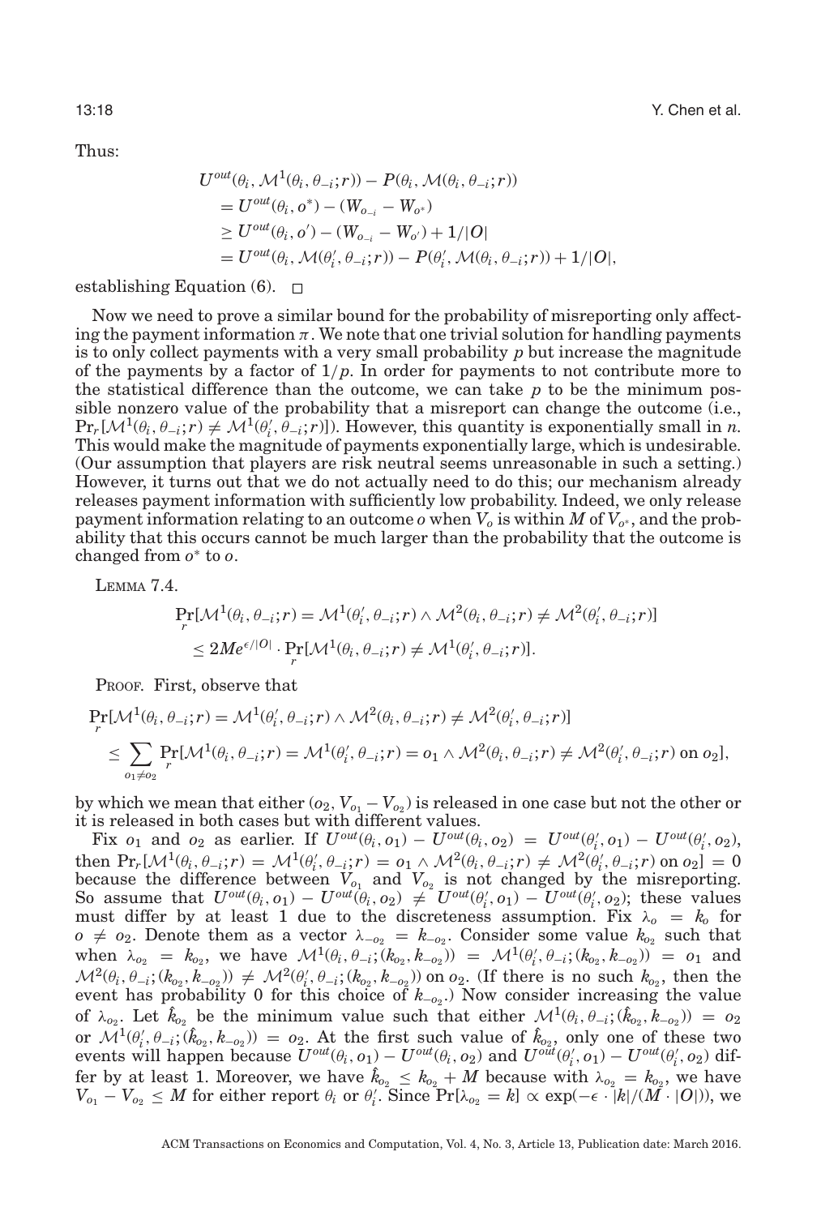Thus:

$$
\begin{aligned}
&U^{out}(\theta_i, \mathcal{M}^1(\theta_i, \theta_{-i}; r)) - P(\theta_i, \mathcal{M}(\theta_i, \theta_{-i}; r)) \\
&= U^{out}(\theta_i, o^*) - (W_{o_{-i}} - W_{o^*}) \\
&\geq U^{out}(\theta_i, o') - (W_{o_{-i}} - W_{o'}) + 1/|O| \\
&= U^{out}(\theta_i, \mathcal{M}(\theta_i', \theta_{-i}; r)) - P(\theta_i', \mathcal{M}(\theta_i, \theta_{-i}; r)) + 1/|O|,
\end{aligned}
$$

establishing Equation (6). □

Now we need to prove a similar bound for the probability of misreporting only affecting the payment information $\pi$. We note that one trivial solution for handling payments is to only collect payments with a very small probability $p$ but increase the magnitude of the payments by a factor of $1/p$. In order for payments to not contribute more to the statistical difference than the outcome, we can take $p$ to be the minimum possible nonzero value of the probability that a misreport can change the outcome (i.e., $\Pr_r[\mathcal{M}^1(\theta_i, \theta_{-i}; r) \neq \mathcal{M}^1(\theta_i', \theta_{-i}; r)]$). However, this quantity is exponentially small in $n$. This would make the magnitude of payments exponentially large, which is undesirable. (Our assumption that players are risk neutral seems unreasonable in such a setting.) However, it turns out that we do not actually need to do this; our mechanism already releases payment information with sufficiently low probability. Indeed, we only release payment information relating to an outcome $o$ when $V_o$ is within $M$ of $V_{o^*}$, and the probability that this occurs cannot be much larger than the probability that the outcome is changed from $o^*$ to $o$.

LEMMA 7.4.

$$
\begin{aligned}
&\Pr_r[\mathcal{M}^1(\theta_i, \theta_{-i}; r) = \mathcal{M}^1(\theta_i', \theta_{-i}; r) \wedge \mathcal{M}^2(\theta_i, \theta_{-i}; r) \neq \mathcal{M}^2(\theta_i', \theta_{-i}; r)] \\
&\leq 2Me^{\epsilon/|O|} \cdot \Pr_r[\mathcal{M}^1(\theta_i, \theta_{-i}; r) \neq \mathcal{M}^1(\theta_i', \theta_{-i}; r)].
\end{aligned}
$$

PROOF. First, observe that

$$
\begin{aligned}
&\Pr_r[\mathcal{M}^1(\theta_i, \theta_{-i}; r) = \mathcal{M}^1(\theta_i', \theta_{-i}; r) \wedge \mathcal{M}^2(\theta_i, \theta_{-i}; r) \neq \mathcal{M}^2(\theta_i', \theta_{-i}; r)] \\
&\leq \sum_{o_1 \neq o_2} \Pr_r[\mathcal{M}^1(\theta_i, \theta_{-i}; r) = \mathcal{M}^1(\theta_i', \theta_{-i}; r) = o_1 \wedge \mathcal{M}^2(\theta_i, \theta_{-i}; r) \neq \mathcal{M}^2(\theta_i', \theta_{-i}; r) \text{ on } o_2],
\end{aligned}
$$

by which we mean that either $(o_2, V_{o_1} - V_{o_2})$ is released in one case but not the other or it is released in both cases but with different values.

Fix $o_1$ and $o_2$ as earlier. If $U^{out}(\theta_i, o_1) - U^{out}(\theta_i, o_2) = U^{out}(\theta_i', o_1) - U^{out}(\theta_i', o_2)$, then $\Pr_r[\mathcal{M}^1(\theta_i, \theta_{-i}; r) = \mathcal{M}^1(\theta_i', \theta_{-i}; r) = o_1 \wedge \mathcal{M}^2(\theta_i, \theta_{-i}; r) \neq \mathcal{M}^2(\theta_i', \theta_{-i}; r) \text{ on } o_2] = 0$ because the difference between $V_{o_1}$ and $V_{o_2}$ is not changed by the misreporting. So assume that $U^{out}(\theta_i, o_1) - U^{out}(\theta_i, o_2) \neq U^{out}(\theta_i', o_1) - U^{out}(\theta_i', o_2)$; these values must differ by at least 1 due to the discreteness assumption. Fix $\lambda_o = k_o$ for $o \neq o_2$. Denote them as a vector $\lambda_{-o_2} = k_{-o_2}$. Consider some value $k_{o_2}$ such that when $\lambda_{o_2} = k_{o_2}$, we have $\mathcal{M}^1(\theta_i, \theta_{-i}; (k_{o_2}, k_{-o_2})) = \mathcal{M}^1(\theta_i', \theta_{-i}; (k_{o_2}, k_{-o_2})) = o_1$ and $\mathcal{M}^2(\theta_i, \theta_{-i}; (k_{o_2}, k_{-o_2})) \neq \mathcal{M}^2(\theta_i', \theta_{-i}; (k_{o_2}, k_{-o_2}))$ on $o_2$. (If there is no such $k_{o_2}$, then the event has probability 0 for this choice of $k_{-o_2}$.) Now consider increasing the value of $\lambda_{o_2}$. Let $\hat{k}_{o_2}$ be the minimum value such that either $\mathcal{M}^1(\theta_i, \theta_{-i}; (\hat{k}_{o_2}, k_{-o_2})) = o_2$ or $\mathcal{M}^1(\theta_i', \theta_{-i}; (\hat{k}_{o_2}, k_{-o_2})) = o_2$. At the first such value of $\hat{k}_{o_2}$, only one of these two events will happen because $U^{out}(\theta_i, o_1) - U^{out}(\theta_i, o_2)$ and $U^{out}(\theta_i', o_1) - U^{out}(\theta_i', o_2)$ differ by at least 1. Moreover, we have $\hat{k}_{o_2} \leq k_{o_2} + M$ because with $\lambda_{o_2} = k_{o_2}$, we have $V_{o_1} - V_{o_2} \leq M$ for either report $\theta_i$ or $\theta_i'$. Since $\Pr[\lambda_{o_2} = k] \propto \exp(-\epsilon \cdot |k|/(M \cdot |O|))$, we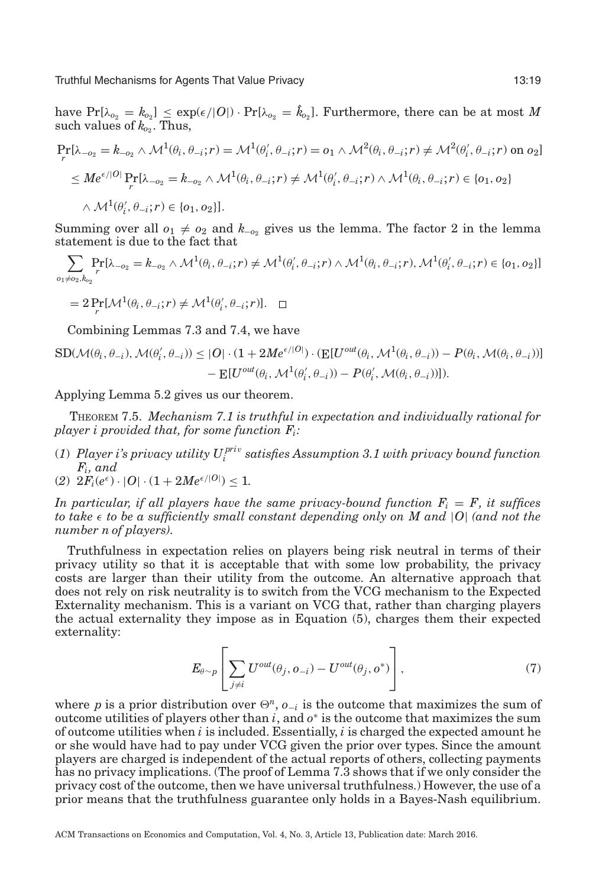have $\Pr[\lambda_{o_2} = k_{o_2}] \leq \exp(\epsilon/|O|) \cdot \Pr[\lambda_{o_2} = \hat{k}_{o_2}]$. Furthermore, there can be at most $M$ such values of $k_{o_2}$. Thus,

$$
\begin{aligned}
&\Pr_r[\lambda_{-o_2} = k_{-o_2} \wedge \mathcal{M}^1(\theta_i, \theta_{-i}; r) = \mathcal{M}^1(\theta_i', \theta_{-i}; r) = o_1 \wedge \mathcal{M}^2(\theta_i, \theta_{-i}; r) \neq \mathcal{M}^2(\theta_i', \theta_{-i}; r) \text{ on } o_2] \\
&\leq Me^{\epsilon/|O|} \Pr_r[\lambda_{-o_2} = k_{-o_2} \wedge \mathcal{M}^1(\theta_i, \theta_{-i}; r) \neq \mathcal{M}^1(\theta_i', \theta_{-i}; r) \wedge \mathcal{M}^1(\theta_i, \theta_{-i}; r) \in \{o_1, o_2\} \\
&\quad \wedge \mathcal{M}^1(\theta_i', \theta_{-i}; r) \in \{o_1, o_2\}].
\end{aligned}
$$

Summing over all $o_1 \neq o_2$ and $k_{-o_2}$ gives us the lemma. The factor 2 in the lemma statement is due to the fact that

$$
\begin{aligned}
&\sum_{o_1 \neq o_2, k_{o_2}} \Pr_r[\lambda_{-o_2} = k_{-o_2} \wedge \mathcal{M}^1(\theta_i, \theta_{-i}; r) \neq \mathcal{M}^1(\theta_i', \theta_{-i}; r) \wedge \mathcal{M}^1(\theta_i, \theta_{-i}; r), \mathcal{M}^1(\theta_i', \theta_{-i}; r) \in \{o_1, o_2\}] \\
&= 2 \Pr_r[\mathcal{M}^1(\theta_i, \theta_{-i}; r) \neq \mathcal{M}^1(\theta_i', \theta_{-i}; r)]. \quad \square
\end{aligned}
$$

Combining Lemmas 7.3 and 7.4, we have

$$
\begin{aligned}
\mathrm{SD}(\mathcal{M}(\theta_i, \theta_{-i}), \mathcal{M}(\theta_i', \theta_{-i})) \leq |O| \cdot (1 + 2Me^{\epsilon/|O|}) \cdot (&\mathrm{E}[U^{out}(\theta_i, \mathcal{M}^1(\theta_i, \theta_{-i})) - P(\theta_i, \mathcal{M}(\theta_i, \theta_{-i}))] \\
&- \mathrm{E}[U^{out}(\theta_i, \mathcal{M}^1(\theta_i', \theta_{-i})) - P(\theta_i', \mathcal{M}(\theta_i, \theta_{-i}))]).
\end{aligned}
$$

Applying Lemma 5.2 gives us our theorem.

THEOREM 7.5. *Mechanism 7.1 is truthful in expectation and individually rational for player i provided that, for some function $F_i$:*

(1) *Player i's privacy utility $U_i^{priv}$ satisfies Assumption 3.1 with privacy bound function $F_i$, and*
(2) $2F_i(e^\epsilon) \cdot |O| \cdot (1 + 2Me^{\epsilon/|O|}) \leq 1$.

*In particular, if all players have the same privacy-bound function $F_i = F$, it suffices to take $\epsilon$ to be a sufficiently small constant depending only on M and $|O|$ (and not the number n of players).*

Truthfulness in expectation relies on players being risk neutral in terms of their privacy utility so that it is acceptable that with some low probability, the privacy costs are larger than their utility from the outcome. An alternative approach that does not rely on risk neutrality is to switch from the VCG mechanism to the Expected Externality mechanism. This is a variant on VCG that, rather than charging players the actual externality they impose as in Equation (5), charges them their expected externality:

$$
E_{\theta \sim p}\left[\sum_{j \neq i} U^{out}(\theta_j, o_{-i}) - U^{out}(\theta_j, o^*)\right], \tag{7}
$$

where $p$ is a prior distribution over $\Theta^n$, $o_{-i}$ is the outcome that maximizes the sum of outcome utilities of players other than $i$, and $o^*$ is the outcome that maximizes the sum of outcome utilities when $i$ is included. Essentially, $i$ is charged the expected amount he or she would have had to pay under VCG given the prior over types. Since the amount players are charged is independent of the actual reports of others, collecting payments has no privacy implications. (The proof of Lemma 7.3 shows that if we only consider the privacy cost of the outcome, then we have universal truthfulness.) However, the use of a prior means that the truthfulness guarantee only holds in a Bayes-Nash equilibrium.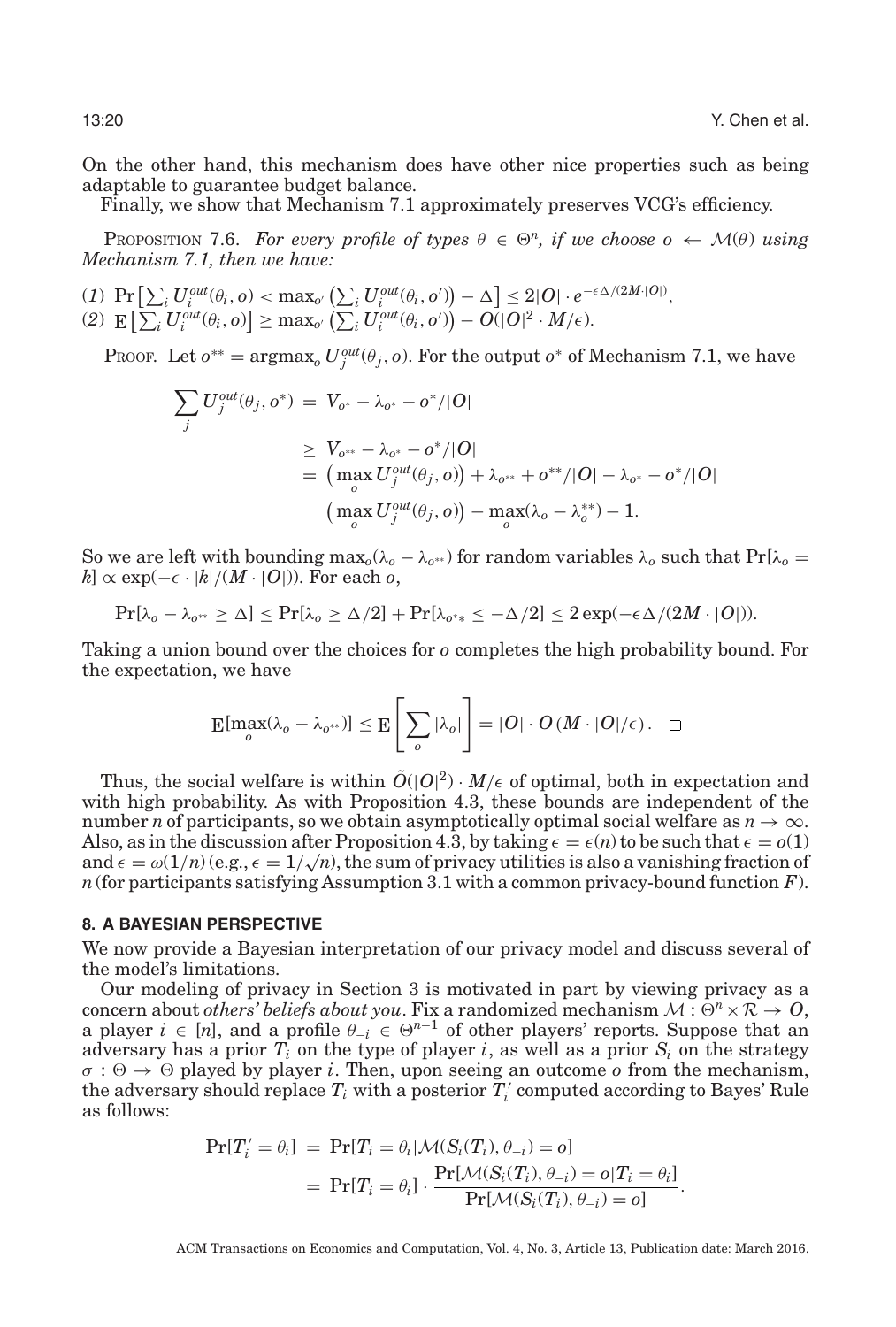On the other hand, this mechanism does have other nice properties such as being adaptable to guarantee budget balance.

Finally, we show that Mechanism 7.1 approximately preserves VCG's efficiency.

PROPOSITION 7.6. *For every profile of types $\theta \in \Theta^n$, if we choose $o \leftarrow \mathcal{M}(\theta)$ using Mechanism 7.1, then we have:*

(1) $\Pr\left[\sum_i U_i^{out}(\theta_i, o) < \max_{o'}\left(\sum_i U_i^{out}(\theta_i, o')\right) - \Delta\right] \leq 2|O| \cdot e^{-\epsilon\Delta/(2M\cdot|O|)}$,

(2) $\mathrm{E}\left[\sum_i U_i^{out}(\theta_i, o)\right] \geq \max_{o'}\left(\sum_i U_i^{out}(\theta_i, o')\right) - O(|O|^2 \cdot M/\epsilon)$.

PROOF. Let $o^{**} = \mathrm{argmax}_o\, U_j^{out}(\theta_j, o)$. For the output $o^*$ of Mechanism 7.1, we have

$$
\begin{aligned}
\sum_j U_j^{out}(\theta_j, o^*) &= V_{o^*} - \lambda_{o^*} - o^*/|O| \\
&\geq V_{o^{**}} - \lambda_{o^*} - o^*/|O| \\
&= \left(\max_o U_j^{out}(\theta_j, o)\right) + \lambda_{o^{**}} + o^{**}/|O| - \lambda_{o^*} - o^*/|O| \\
&\quad \left(\max_o U_j^{out}(\theta_j, o)\right) - \max_o(\lambda_o - \lambda_o^{**}) - 1.
\end{aligned}
$$

So we are left with bounding $\max_o(\lambda_o - \lambda_{o^{**}})$ for random variables $\lambda_o$ such that $\Pr[\lambda_o = k] \propto \exp(-\epsilon \cdot |k|/(M \cdot |O|))$. For each $o$,

$$
\Pr[\lambda_o - \lambda_{o^{**}} \geq \Delta] \leq \Pr[\lambda_o \geq \Delta/2] + \Pr[\lambda_{o^{*}*} \leq -\Delta/2] \leq 2\exp(-\epsilon\Delta/(2M \cdot |O|)).
$$

Taking a union bound over the choices for $o$ completes the high probability bound. For the expectation, we have

$$
\mathrm{E}[\max_o(\lambda_o - \lambda_{o^{**}})] \leq \mathrm{E}\left[\sum_o |\lambda_o|\right] = |O| \cdot O\left(M \cdot |O|/\epsilon\right). \quad \square
$$

Thus, the social welfare is within $\tilde{O}(|O|^2) \cdot M/\epsilon$ of optimal, both in expectation and with high probability. As with Proposition 4.3, these bounds are independent of the number $n$ of participants, so we obtain asymptotically optimal social welfare as $n \to \infty$. Also, as in the discussion after Proposition 4.3, by taking $\epsilon = \epsilon(n)$ to be such that $\epsilon = o(1)$ and $\epsilon = \omega(1/n)$ (e.g., $\epsilon = 1/\sqrt{n}$), the sum of privacy utilities is also a vanishing fraction of $n$ (for participants satisfying Assumption 3.1 with a common privacy-bound function $F$).

## 8. A BAYESIAN PERSPECTIVE

We now provide a Bayesian interpretation of our privacy model and discuss several of the model's limitations.

Our modeling of privacy in Section 3 is motivated in part by viewing privacy as a concern about *others' beliefs about you*. Fix a randomized mechanism $\mathcal{M} : \Theta^n \times \mathcal{R} \to O$, a player $i \in [n]$, and a profile $\theta_{-i} \in \Theta^{n-1}$ of other players' reports. Suppose that an adversary has a prior $T_i$ on the type of player $i$, as well as a prior $S_i$ on the strategy $\sigma : \Theta \to \Theta$ played by player $i$. Then, upon seeing an outcome $o$ from the mechanism, the adversary should replace $T_i$ with a posterior $T_i'$ computed according to Bayes' Rule as follows:

$$
\begin{aligned}
\Pr[T_i' = \theta_i] &= \Pr[T_i = \theta_i | \mathcal{M}(S_i(T_i), \theta_{-i}) = o] \\
&= \Pr[T_i = \theta_i] \cdot \frac{\Pr[\mathcal{M}(S_i(T_i), \theta_{-i}) = o | T_i = \theta_i]}{\Pr[\mathcal{M}(S_i(T_i), \theta_{-i}) = o]}.
\end{aligned}
$$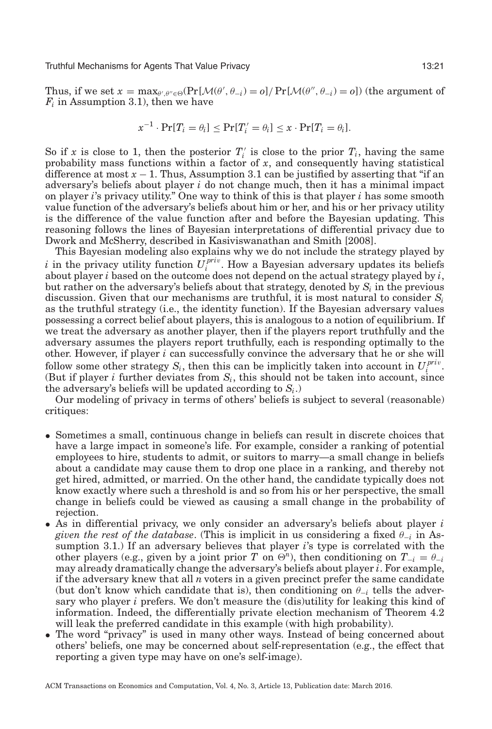Thus, if we set $x = \max_{\theta',\theta''\in\Theta}(\Pr[\mathcal{M}(\theta', \theta_{-i}) = o]/\Pr[\mathcal{M}(\theta'', \theta_{-i}) = o])$ (the argument of $F_i$ in Assumption 3.1), then we have

$$x^{-1} \cdot \Pr[T_i = \theta_i] \leq \Pr[T_i' = \theta_i] \leq x \cdot \Pr[T_i = \theta_i].$$

So if $x$ is close to 1, then the posterior $T_i'$ is close to the prior $T_i$, having the same probability mass functions within a factor of $x$, and consequently having statistical difference at most $x - 1$. Thus, Assumption 3.1 can be justified by asserting that "if an adversary's beliefs about player $i$ do not change much, then it has a minimal impact on player $i$'s privacy utility." One way to think of this is that player $i$ has some smooth value function of the adversary's beliefs about him or her, and his or her privacy utility is the difference of the value function after and before the Bayesian updating. This reasoning follows the lines of Bayesian interpretations of differential privacy due to Dwork and McSherry, described in Kasiviswanathan and Smith [2008].

This Bayesian modeling also explains why we do not include the strategy played by $i$ in the privacy utility function $U_i^{priv}$. How a Bayesian adversary updates its beliefs about player $i$ based on the outcome does not depend on the actual strategy played by $i$, but rather on the adversary's beliefs about that strategy, denoted by $S_i$ in the previous discussion. Given that our mechanisms are truthful, it is most natural to consider $S_i$ as the truthful strategy (i.e., the identity function). If the Bayesian adversary values possessing a correct belief about players, this is analogous to a notion of equilibrium. If we treat the adversary as another player, then if the players report truthfully and the adversary assumes the players report truthfully, each is responding optimally to the other. However, if player $i$ can successfully convince the adversary that he or she will follow some other strategy $S_i$, then this can be implicitly taken into account in $U_i^{priv}$. (But if player $i$ further deviates from $S_i$, this should not be taken into account, since the adversary's beliefs will be updated according to $S_i$.)

Our modeling of privacy in terms of others' beliefs is subject to several (reasonable) critiques:

- Sometimes a small, continuous change in beliefs can result in discrete choices that have a large impact in someone's life. For example, consider a ranking of potential employees to hire, students to admit, or suitors to marry—a small change in beliefs about a candidate may cause them to drop one place in a ranking, and thereby not get hired, admitted, or married. On the other hand, the candidate typically does not know exactly where such a threshold is and so from his or her perspective, the small change in beliefs could be viewed as causing a small change in the probability of rejection.
- As in differential privacy, we only consider an adversary's beliefs about player $i$ *given the rest of the database*. (This is implicit in us considering a fixed $\theta_{-i}$ in Assumption 3.1.) If an adversary believes that player $i$'s type is correlated with the other players (e.g., given by a joint prior $T$ on $\Theta^n$), then conditioning on $T_{-i} = \theta_{-i}$ may already dramatically change the adversary's beliefs about player $i$. For example, if the adversary knew that all $n$ voters in a given precinct prefer the same candidate (but don't know which candidate that is), then conditioning on $\theta_{-i}$ tells the adversary who player $i$ prefers. We don't measure the (dis)utility for leaking this kind of information. Indeed, the differentially private election mechanism of Theorem 4.2 will leak the preferred candidate in this example (with high probability).
- The word "privacy" is used in many other ways. Instead of being concerned about others' beliefs, one may be concerned about self-representation (e.g., the effect that reporting a given type may have on one's self-image).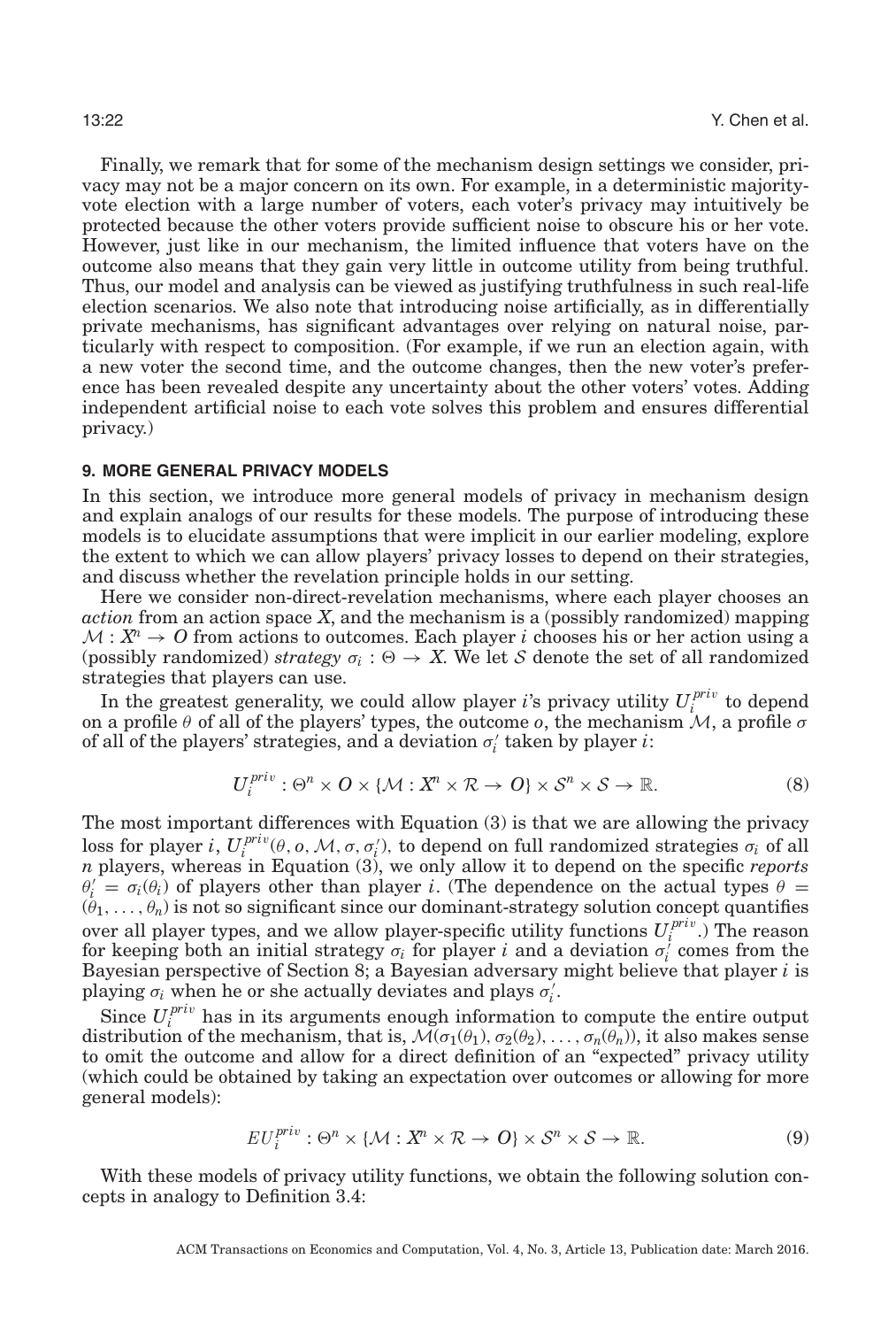Finally, we remark that for some of the mechanism design settings we consider, privacy may not be a major concern on its own. For example, in a deterministic majority-vote election with a large number of voters, each voter's privacy may intuitively be protected because the other voters provide sufficient noise to obscure his or her vote. However, just like in our mechanism, the limited influence that voters have on the outcome also means that they gain very little in outcome utility from being truthful. Thus, our model and analysis can be viewed as justifying truthfulness in such real-life election scenarios. We also note that introducing noise artificially, as in differentially private mechanisms, has significant advantages over relying on natural noise, particularly with respect to composition. (For example, if we run an election again, with a new voter the second time, and the outcome changes, then the new voter's preference has been revealed despite any uncertainty about the other voters' votes. Adding independent artificial noise to each vote solves this problem and ensures differential privacy.)

## 9. MORE GENERAL PRIVACY MODELS

In this section, we introduce more general models of privacy in mechanism design and explain analogs of our results for these models. The purpose of introducing these models is to elucidate assumptions that were implicit in our earlier modeling, explore the extent to which we can allow players' privacy losses to depend on their strategies, and discuss whether the revelation principle holds in our setting.

Here we consider non-direct-revelation mechanisms, where each player chooses an *action* from an action space $X$, and the mechanism is a (possibly randomized) mapping $\mathcal{M} : X^n \to O$ from actions to outcomes. Each player $i$ chooses his or her action using a (possibly randomized) *strategy* $\sigma_i : \Theta \to X$. We let $\mathcal{S}$ denote the set of all randomized strategies that players can use.

In the greatest generality, we could allow player $i$'s privacy utility $U_i^{priv}$ to depend on a profile $\theta$ of all of the players' types, the outcome $o$, the mechanism $\mathcal{M}$, a profile $\sigma$ of all of the players' strategies, and a deviation $\sigma_i'$ taken by player $i$:

$$U_i^{priv} : \Theta^n \times O \times \{\mathcal{M} : X^n \times \mathcal{R} \to O\} \times \mathcal{S}^n \times \mathcal{S} \to \mathbb{R}. \tag{8}$$

The most important differences with Equation (3) is that we are allowing the privacy loss for player $i$, $U_i^{priv}(\theta, o, \mathcal{M}, \sigma, \sigma_i')$, to depend on full randomized strategies $\sigma_i$ of all $n$ players, whereas in Equation (3), we only allow it to depend on the specific *reports* $\theta_i' = \sigma_i(\theta_i)$ of players other than player $i$. (The dependence on the actual types $\theta = (\theta_1, \ldots, \theta_n)$ is not so significant since our dominant-strategy solution concept quantifies over all player types, and we allow player-specific utility functions $U_i^{priv}$.) The reason for keeping both an initial strategy $\sigma_i$ for player $i$ and a deviation $\sigma_i'$ comes from the Bayesian perspective of Section 8; a Bayesian adversary might believe that player $i$ is playing $\sigma_i$ when he or she actually deviates and plays $\sigma_i'$.

Since $U_i^{priv}$ has in its arguments enough information to compute the entire output distribution of the mechanism, that is, $\mathcal{M}(\sigma_1(\theta_1), \sigma_2(\theta_2), \ldots, \sigma_n(\theta_n))$, it also makes sense to omit the outcome and allow for a direct definition of an "expected" privacy utility (which could be obtained by taking an expectation over outcomes or allowing for more general models):

$$EU_i^{priv} : \Theta^n \times \{\mathcal{M} : X^n \times \mathcal{R} \to O\} \times \mathcal{S}^n \times \mathcal{S} \to \mathbb{R}. \tag{9}$$

With these models of privacy utility functions, we obtain the following solution concepts in analogy to Definition 3.4: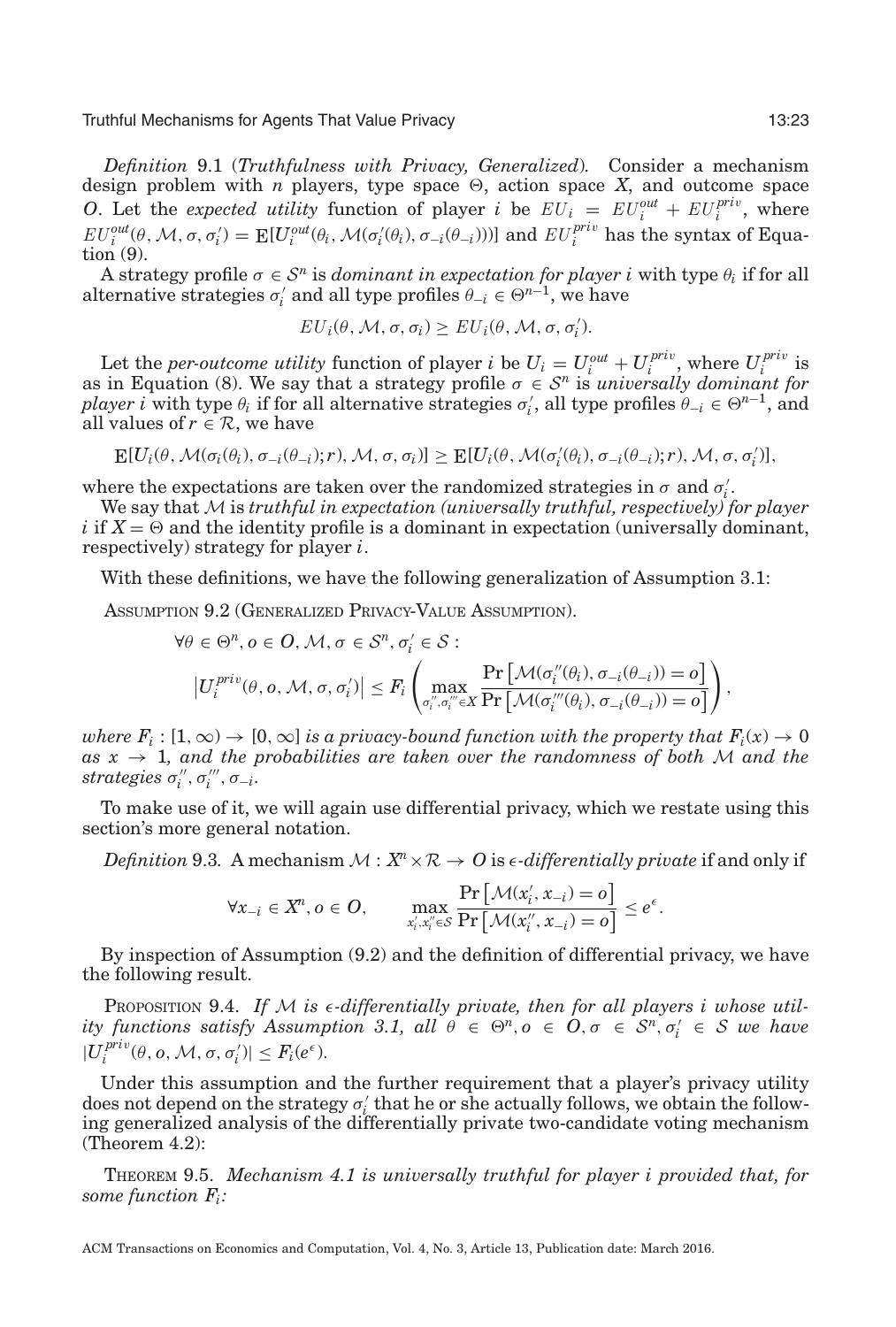*Definition* 9.1 (*Truthfulness with Privacy, Generalized*). Consider a mechanism design problem with $n$ players, type space $\Theta$, action space $X$, and outcome space $O$. Let the *expected utility* function of player $i$ be $EU_i = EU_i^{out} + EU_i^{priv}$, where $EU_i^{out}(\theta, \mathcal{M}, \sigma, \sigma_i') = \mathrm{E}[U_i^{out}(\theta_i, \mathcal{M}(\sigma_i'(\theta_i), \sigma_{-i}(\theta_{-i})))]$ and $EU_i^{priv}$ has the syntax of Equation (9).

A strategy profile $\sigma \in \mathcal{S}^n$ is *dominant in expectation for player* $i$ with type $\theta_i$ if for all alternative strategies $\sigma_i'$ and all type profiles $\theta_{-i} \in \Theta^{n-1}$, we have

$$EU_i(\theta, \mathcal{M}, \sigma, \sigma_i) \geq EU_i(\theta, \mathcal{M}, \sigma, \sigma_i').$$

Let the *per-outcome utility* function of player $i$ be $U_i = U_i^{out} + U_i^{priv}$, where $U_i^{priv}$ is as in Equation (8). We say that a strategy profile $\sigma \in \mathcal{S}^n$ is *universally dominant for player* $i$ with type $\theta_i$ if for all alternative strategies $\sigma_i'$, all type profiles $\theta_{-i} \in \Theta^{n-1}$, and all values of $r \in \mathcal{R}$, we have

$$\mathrm{E}[U_i(\theta, \mathcal{M}(\sigma_i(\theta_i), \sigma_{-i}(\theta_{-i}); r), \mathcal{M}, \sigma, \sigma_i)] \geq \mathrm{E}[U_i(\theta, \mathcal{M}(\sigma_i'(\theta_i), \sigma_{-i}(\theta_{-i}); r), \mathcal{M}, \sigma, \sigma_i')],$$

where the expectations are taken over the randomized strategies in $\sigma$ and $\sigma_i'$.

We say that $\mathcal{M}$ is *truthful in expectation (universally truthful, respectively) for player* $i$ if $X = \Theta$ and the identity profile is a dominant in expectation (universally dominant, respectively) strategy for player $i$.

With these definitions, we have the following generalization of Assumption 3.1:

ASSUMPTION 9.2 (GENERALIZED PRIVACY-VALUE ASSUMPTION).

$$\forall \theta \in \Theta^n, o \in O, \mathcal{M}, \sigma \in \mathcal{S}^n, \sigma_i' \in \mathcal{S} :$$
$$\left|U_i^{priv}(\theta, o, \mathcal{M}, \sigma, \sigma_i')\right| \leq F_i\left(\max_{\sigma_i'', \sigma_i''' \in X} \frac{\Pr\left[\mathcal{M}(\sigma_i''(\theta_i), \sigma_{-i}(\theta_{-i})) = o\right]}{\Pr\left[\mathcal{M}(\sigma_i'''(\theta_i), \sigma_{-i}(\theta_{-i})) = o\right]}\right),$$

*where $F_i : [1, \infty) \to [0, \infty]$ is a privacy-bound function with the property that $F_i(x) \to 0$ as $x \to 1$, and the probabilities are taken over the randomness of both $\mathcal{M}$ and the strategies $\sigma_i'', \sigma_i''', \sigma_{-i}$.*

To make use of it, we will again use differential privacy, which we restate using this section's more general notation.

*Definition* 9.3. A mechanism $\mathcal{M} : X^n \times \mathcal{R} \to O$ is $\epsilon$*-differentially private* if and only if

$$\forall x_{-i} \in X^n, o \in O, \qquad \max_{x_i', x_i'' \in \mathcal{S}} \frac{\Pr\left[\mathcal{M}(x_i', x_{-i}) = o\right]}{\Pr\left[\mathcal{M}(x_i'', x_{-i}) = o\right]} \leq e^{\epsilon}.$$

By inspection of Assumption (9.2) and the definition of differential privacy, we have the following result.

PROPOSITION 9.4. *If $\mathcal{M}$ is $\epsilon$-differentially private, then for all players $i$ whose utility functions satisfy Assumption 3.1, all $\theta \in \Theta^n, o \in O, \sigma \in \mathcal{S}^n, \sigma_i' \in \mathcal{S}$ we have $|U_i^{priv}(\theta, o, \mathcal{M}, \sigma, \sigma_i')| \leq F_i(e^{\epsilon})$.*

Under this assumption and the further requirement that a player's privacy utility does not depend on the strategy $\sigma_i'$ that he or she actually follows, we obtain the following generalized analysis of the differentially private two-candidate voting mechanism (Theorem 4.2):

THEOREM 9.5. *Mechanism 4.1 is universally truthful for player $i$ provided that, for some function $F_i$:*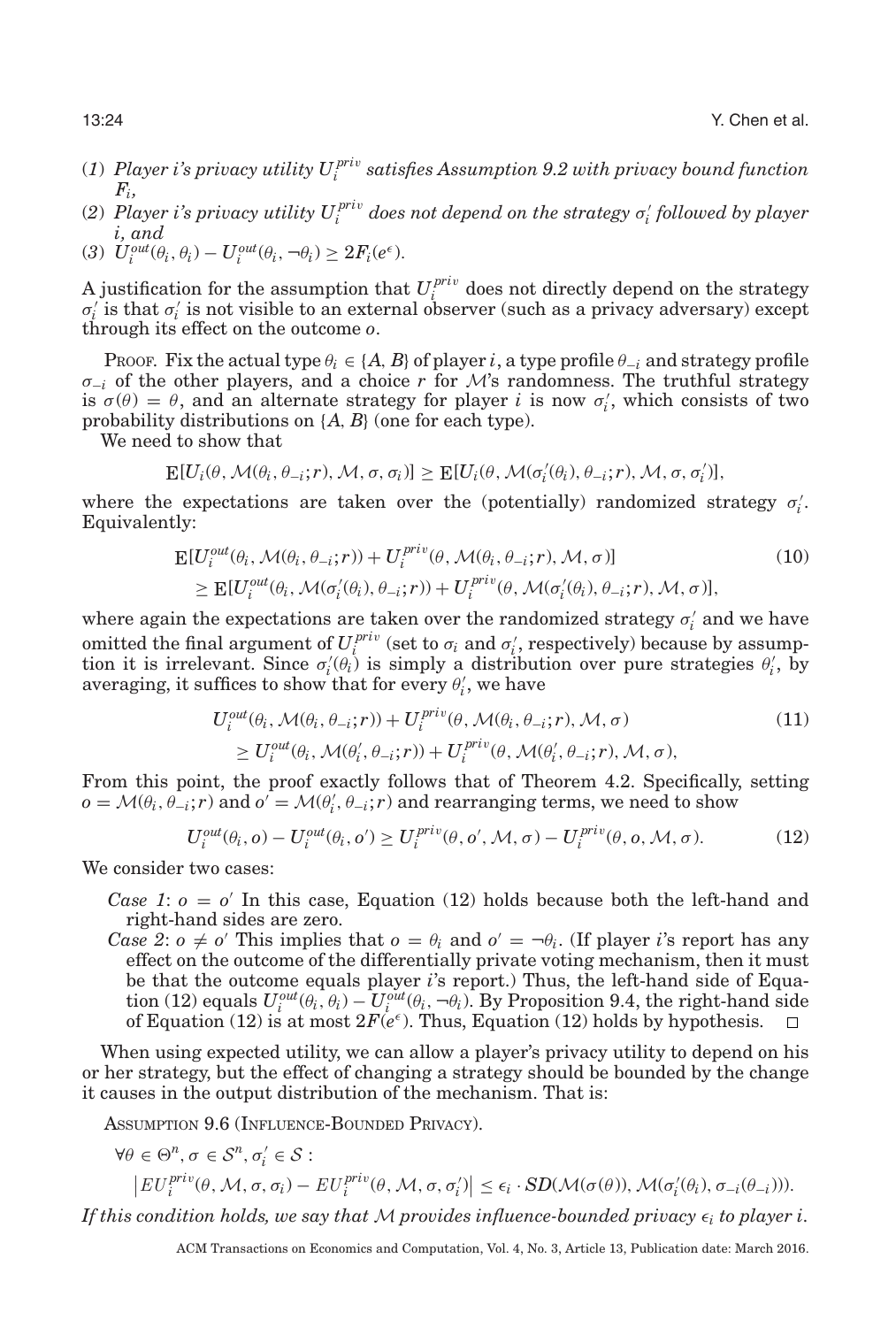(1) *Player i's privacy utility* $U_i^{priv}$ *satisfies Assumption 9.2 with privacy bound function* $F_i$,

(2) *Player i's privacy utility* $U_i^{priv}$ *does not depend on the strategy* $\sigma_i'$ *followed by player i, and*

(3) $U_i^{out}(\theta_i, \theta_i) - U_i^{out}(\theta_i, \neg\theta_i) \geq 2F_i(e^\epsilon)$.

A justification for the assumption that $U_i^{priv}$ does not directly depend on the strategy $\sigma_i'$ is that $\sigma_i'$ is not visible to an external observer (such as a privacy adversary) except through its effect on the outcome $o$.

Proof. Fix the actual type $\theta_i \in \{A, B\}$ of player $i$, a type profile $\theta_{-i}$ and strategy profile $\sigma_{-i}$ of the other players, and a choice $r$ for $\mathcal{M}$'s randomness. The truthful strategy is $\sigma(\theta) = \theta$, and an alternate strategy for player $i$ is now $\sigma_i'$, which consists of two probability distributions on $\{A, B\}$ (one for each type).

We need to show that

$$\mathrm{E}[U_i(\theta, \mathcal{M}(\theta_i, \theta_{-i}; r), \mathcal{M}, \sigma, \sigma_i)] \geq \mathrm{E}[U_i(\theta, \mathcal{M}(\sigma_i'(\theta_i), \theta_{-i}; r), \mathcal{M}, \sigma, \sigma_i')],$$

where the expectations are taken over the (potentially) randomized strategy $\sigma_i'$. Equivalently:

$$\begin{aligned}
&\mathrm{E}[U_i^{out}(\theta_i, \mathcal{M}(\theta_i, \theta_{-i}; r)) + U_i^{priv}(\theta, \mathcal{M}(\theta_i, \theta_{-i}; r), \mathcal{M}, \sigma)] \\
&\quad \geq \mathrm{E}[U_i^{out}(\theta_i, \mathcal{M}(\sigma_i'(\theta_i), \theta_{-i}; r)) + U_i^{priv}(\theta, \mathcal{M}(\sigma_i'(\theta_i), \theta_{-i}; r), \mathcal{M}, \sigma)],
\end{aligned} \tag{10}$$

where again the expectations are taken over the randomized strategy $\sigma_i'$ and we have omitted the final argument of $U_i^{priv}$ (set to $\sigma_i$ and $\sigma_i'$, respectively) because by assumption it is irrelevant. Since $\sigma_i'(\theta_i)$ is simply a distribution over pure strategies $\theta_i'$, by averaging, it suffices to show that for every $\theta_i'$, we have

$$\begin{aligned}
&U_i^{out}(\theta_i, \mathcal{M}(\theta_i, \theta_{-i}; r)) + U_i^{priv}(\theta, \mathcal{M}(\theta_i, \theta_{-i}; r), \mathcal{M}, \sigma) \\
&\quad \geq U_i^{out}(\theta_i, \mathcal{M}(\theta_i', \theta_{-i}; r)) + U_i^{priv}(\theta, \mathcal{M}(\theta_i', \theta_{-i}; r), \mathcal{M}, \sigma),
\end{aligned} \tag{11}$$

From this point, the proof exactly follows that of Theorem 4.2. Specifically, setting $o = \mathcal{M}(\theta_i, \theta_{-i}; r)$ and $o' = \mathcal{M}(\theta_i', \theta_{-i}; r)$ and rearranging terms, we need to show

$$U_i^{out}(\theta_i, o) - U_i^{out}(\theta_i, o') \geq U_i^{priv}(\theta, o', \mathcal{M}, \sigma) - U_i^{priv}(\theta, o, \mathcal{M}, \sigma). \tag{12}$$

We consider two cases:

*Case 1*: $o = o'$ In this case, Equation (12) holds because both the left-hand and right-hand sides are zero.

*Case 2*: $o \neq o'$ This implies that $o = \theta_i$ and $o' = \neg\theta_i$. (If player $i$'s report has any effect on the outcome of the differentially private voting mechanism, then it must be that the outcome equals player $i$'s report.) Thus, the left-hand side of Equation (12) equals $U_i^{out}(\theta_i, \theta_i) - U_i^{out}(\theta_i, \neg\theta_i)$. By Proposition 9.4, the right-hand side of Equation (12) is at most $2F(e^\epsilon)$. Thus, Equation (12) holds by hypothesis. $\square$

When using expected utility, we can allow a player's privacy utility to depend on his or her strategy, but the effect of changing a strategy should be bounded by the change it causes in the output distribution of the mechanism. That is:

Assumption 9.6 (Influence-Bounded Privacy).

$$\forall \theta \in \Theta^n, \sigma \in \mathcal{S}^n, \sigma_i' \in \mathcal{S}:$$

$$\left| EU_i^{priv}(\theta, \mathcal{M}, \sigma, \sigma_i) - EU_i^{priv}(\theta, \mathcal{M}, \sigma, \sigma_i') \right| \leq \epsilon_i \cdot SD(\mathcal{M}(\sigma(\theta)), \mathcal{M}(\sigma_i'(\theta_i), \sigma_{-i}(\theta_{-i}))).$$

*If this condition holds, we say that* $\mathcal{M}$ *provides influence-bounded privacy* $\epsilon_i$ *to player i.*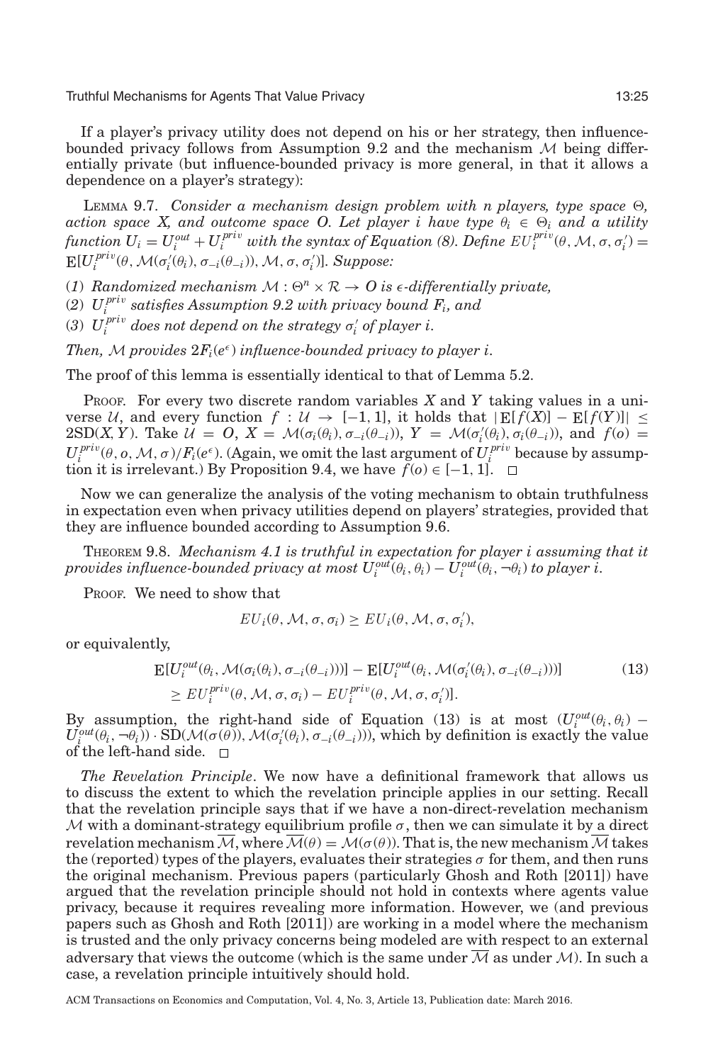If a player's privacy utility does not depend on his or her strategy, then influence-bounded privacy follows from Assumption 9.2 and the mechanism $\mathcal{M}$ being differentially private (but influence-bounded privacy is more general, in that it allows a dependence on a player's strategy):

LEMMA 9.7. *Consider a mechanism design problem with n players, type space $\Theta$, action space X, and outcome space O. Let player i have type $\theta_i \in \Theta_i$ and a utility function $U_i = U_i^{out} + U_i^{priv}$ with the syntax of Equation (8). Define $EU_i^{priv}(\theta, \mathcal{M}, \sigma, \sigma_i') = \mathrm{E}[U_i^{priv}(\theta, \mathcal{M}(\sigma_i'(\theta_i), \sigma_{-i}(\theta_{-i})), \mathcal{M}, \sigma, \sigma_i')]$. Suppose:*

*(1) Randomized mechanism $\mathcal{M} : \Theta^n \times \mathcal{R} \rightarrow O$ is $\epsilon$-differentially private,*

*(2) $U_i^{priv}$ satisfies Assumption 9.2 with privacy bound $F_i$, and*

*(3) $U_i^{priv}$ does not depend on the strategy $\sigma_i'$ of player i.*

*Then, $\mathcal{M}$ provides $2F_i(e^\epsilon)$ influence-bounded privacy to player i.*

The proof of this lemma is essentially identical to that of Lemma 5.2.

PROOF. For every two discrete random variables $X$ and $Y$ taking values in a universe $\mathcal{U}$, and every function $f : \mathcal{U} \rightarrow [-1, 1]$, it holds that $|\mathrm{E}[f(X)] - \mathrm{E}[f(Y)]| \leq 2\mathrm{SD}(X, Y)$. Take $\mathcal{U} = O$, $X = \mathcal{M}(\sigma_i(\theta_i), \sigma_{-i}(\theta_{-i}))$, $Y = \mathcal{M}(\sigma_i'(\theta_i), \sigma_i(\theta_{-i}))$, and $f(o) = U_i^{priv}(\theta, o, \mathcal{M}, \sigma)/F_i(e^\epsilon)$. (Again, we omit the last argument of $U_i^{priv}$ because by assumption it is irrelevant.) By Proposition 9.4, we have $f(o) \in [-1, 1]$. $\square$

Now we can generalize the analysis of the voting mechanism to obtain truthfulness in expectation even when privacy utilities depend on players' strategies, provided that they are influence bounded according to Assumption 9.6.

THEOREM 9.8. *Mechanism 4.1 is truthful in expectation for player i assuming that it provides influence-bounded privacy at most $U_i^{out}(\theta_i, \theta_i) - U_i^{out}(\theta_i, \neg\theta_i)$ to player i.*

PROOF. We need to show that

$$EU_i(\theta, \mathcal{M}, \sigma, \sigma_i) \geq EU_i(\theta, \mathcal{M}, \sigma, \sigma_i'),$$

or equivalently,

$$\begin{aligned} &\mathrm{E}[U_i^{out}(\theta_i, \mathcal{M}(\sigma_i(\theta_i), \sigma_{-i}(\theta_{-i})))] - \mathrm{E}[U_i^{out}(\theta_i, \mathcal{M}(\sigma_i'(\theta_i), \sigma_{-i}(\theta_{-i})))] \\ &\quad \geq EU_i^{priv}(\theta, \mathcal{M}, \sigma, \sigma_i) - EU_i^{priv}(\theta, \mathcal{M}, \sigma, \sigma_i')]. \end{aligned} \tag{13}$$

By assumption, the right-hand side of Equation (13) is at most $(U_i^{out}(\theta_i, \theta_i) - U_i^{out}(\theta_i, \neg\theta_i)) \cdot \mathrm{SD}(\mathcal{M}(\sigma(\theta)), \mathcal{M}(\sigma_i'(\theta_i), \sigma_{-i}(\theta_{-i})))$, which by definition is exactly the value of the left-hand side. $\square$

*The Revelation Principle*. We now have a definitional framework that allows us to discuss the extent to which the revelation principle applies in our setting. Recall that the revelation principle says that if we have a non-direct-revelation mechanism $\mathcal{M}$ with a dominant-strategy equilibrium profile $\sigma$, then we can simulate it by a direct revelation mechanism $\overline{\mathcal{M}}$, where $\overline{\mathcal{M}}(\theta) = \mathcal{M}(\sigma(\theta))$. That is, the new mechanism $\overline{\mathcal{M}}$ takes the (reported) types of the players, evaluates their strategies $\sigma$ for them, and then runs the original mechanism. Previous papers (particularly Ghosh and Roth [2011]) have argued that the revelation principle should not hold in contexts where agents value privacy, because it requires revealing more information. However, we (and previous papers such as Ghosh and Roth [2011]) are working in a model where the mechanism is trusted and the only privacy concerns being modeled are with respect to an external adversary that views the outcome (which is the same under $\overline{\mathcal{M}}$ as under $\mathcal{M}$). In such a case, a revelation principle intuitively should hold.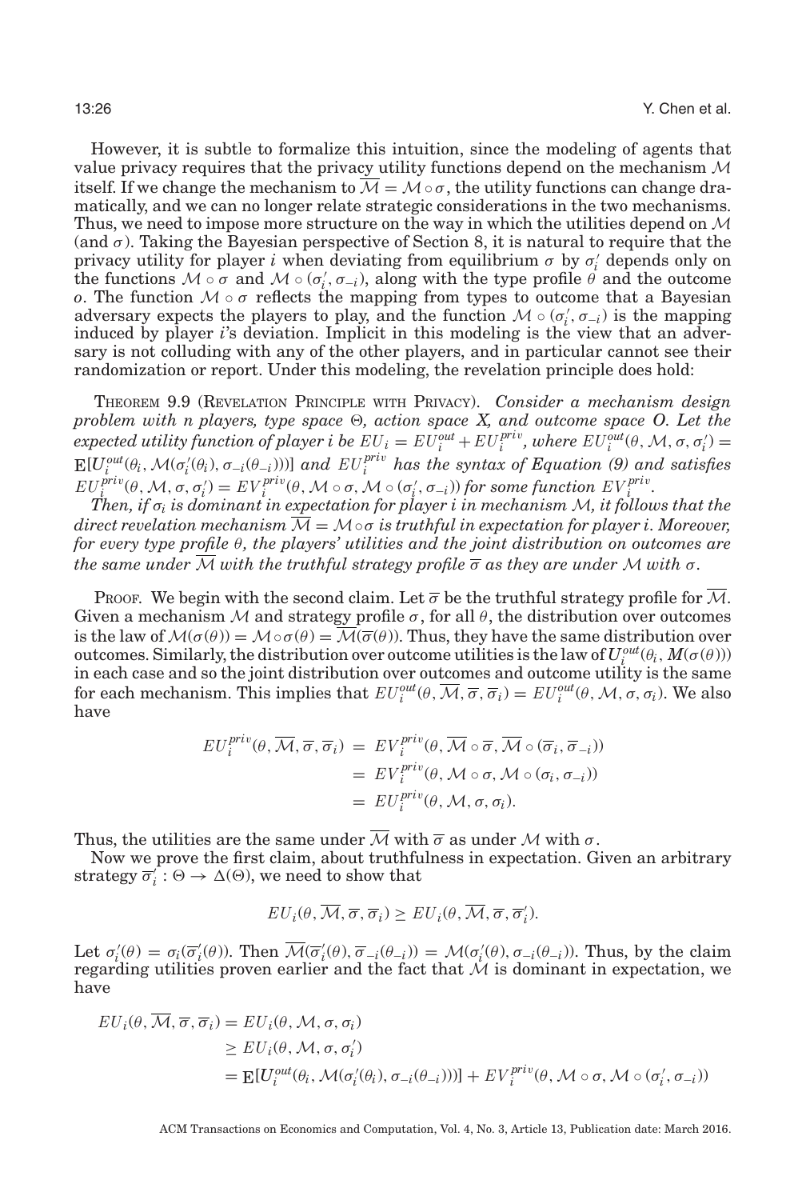However, it is subtle to formalize this intuition, since the modeling of agents that value privacy requires that the privacy utility functions depend on the mechanism $\mathcal{M}$ itself. If we change the mechanism to $\overline{\mathcal{M}} = \mathcal{M} \circ \sigma$, the utility functions can change dramatically, and we can no longer relate strategic considerations in the two mechanisms. Thus, we need to impose more structure on the way in which the utilities depend on $\mathcal{M}$ (and $\sigma$). Taking the Bayesian perspective of Section 8, it is natural to require that the privacy utility for player $i$ when deviating from equilibrium $\sigma$ by $\sigma_i'$ depends only on the functions $\mathcal{M} \circ \sigma$ and $\mathcal{M} \circ (\sigma_i', \sigma_{-i})$, along with the type profile $\theta$ and the outcome $o$. The function $\mathcal{M} \circ \sigma$ reflects the mapping from types to outcome that a Bayesian adversary expects the players to play, and the function $\mathcal{M} \circ (\sigma_i', \sigma_{-i})$ is the mapping induced by player $i$'s deviation. Implicit in this modeling is the view that an adversary is not colluding with any of the other players, and in particular cannot see their randomization or report. Under this modeling, the revelation principle does hold:

THEOREM 9.9 (REVELATION PRINCIPLE WITH PRIVACY). *Consider a mechanism design problem with n players, type space $\Theta$, action space X, and outcome space O. Let the expected utility function of player i be $EU_i = EU_i^{out} + EU_i^{priv}$, where $EU_i^{out}(\theta, \mathcal{M}, \sigma, \sigma_i') = \mathrm{E}[U_i^{out}(\theta_i, \mathcal{M}(\sigma_i'(\theta_i), \sigma_{-i}(\theta_{-i})))]$ and $EU_i^{priv}$ has the syntax of Equation (9) and satisfies $EU_i^{priv}(\theta, \mathcal{M}, \sigma, \sigma_i') = EV_i^{priv}(\theta, \mathcal{M} \circ \sigma, \mathcal{M} \circ (\sigma_i', \sigma_{-i}))$ for some function $EV_i^{priv}$.*

*Then, if $\sigma_i$ is dominant in expectation for player i in mechanism $\mathcal{M}$, it follows that the direct revelation mechanism $\overline{\mathcal{M}} = \mathcal{M} \circ \sigma$ is truthful in expectation for player i. Moreover, for every type profile $\theta$, the players' utilities and the joint distribution on outcomes are the same under $\overline{\mathcal{M}}$ with the truthful strategy profile $\overline{\sigma}$ as they are under $\mathcal{M}$ with $\sigma$.*

PROOF. We begin with the second claim. Let $\overline{\sigma}$ be the truthful strategy profile for $\overline{\mathcal{M}}$. Given a mechanism $\mathcal{M}$ and strategy profile $\sigma$, for all $\theta$, the distribution over outcomes is the law of $\mathcal{M}(\sigma(\theta)) = \mathcal{M} \circ \sigma(\theta) = \overline{\mathcal{M}}(\overline{\sigma}(\theta))$. Thus, they have the same distribution over outcomes. Similarly, the distribution over outcome utilities is the law of $U_i^{out}(\theta_i, M(\sigma(\theta)))$ in each case and so the joint distribution over outcomes and outcome utility is the same for each mechanism. This implies that $EU_i^{out}(\theta, \overline{\mathcal{M}}, \overline{\sigma}, \overline{\sigma}_i) = EU_i^{out}(\theta, \mathcal{M}, \sigma, \sigma_i)$. We also have

$$
\begin{aligned}
EU_i^{priv}(\theta, \overline{\mathcal{M}}, \overline{\sigma}, \overline{\sigma}_i) &= EV_i^{priv}(\theta, \overline{\mathcal{M}} \circ \overline{\sigma}, \overline{\mathcal{M}} \circ (\overline{\sigma}_i, \overline{\sigma}_{-i})) \\
&= EV_i^{priv}(\theta, \mathcal{M} \circ \sigma, \mathcal{M} \circ (\sigma_i, \sigma_{-i})) \\
&= EU_i^{priv}(\theta, \mathcal{M}, \sigma, \sigma_i).
\end{aligned}
$$

Thus, the utilities are the same under $\overline{\mathcal{M}}$ with $\overline{\sigma}$ as under $\mathcal{M}$ with $\sigma$.

Now we prove the first claim, about truthfulness in expectation. Given an arbitrary strategy $\overline{\sigma}_i' : \Theta \to \Delta(\Theta)$, we need to show that

$$
EU_i(\theta, \overline{\mathcal{M}}, \overline{\sigma}, \overline{\sigma}_i) \geq EU_i(\theta, \overline{\mathcal{M}}, \overline{\sigma}, \overline{\sigma}_i').
$$

Let $\sigma_i'(\theta) = \sigma_i(\overline{\sigma}_i'(\theta))$. Then $\overline{\mathcal{M}}(\overline{\sigma}_i'(\theta), \overline{\sigma}_{-i}(\theta_{-i})) = \mathcal{M}(\sigma_i'(\theta), \sigma_{-i}(\theta_{-i}))$. Thus, by the claim regarding utilities proven earlier and the fact that $\mathcal{M}$ is dominant in expectation, we have

$$
\begin{aligned}
EU_i(\theta, \overline{\mathcal{M}}, \overline{\sigma}, \overline{\sigma}_i) &= EU_i(\theta, \mathcal{M}, \sigma, \sigma_i) \\
&\geq EU_i(\theta, \mathcal{M}, \sigma, \sigma_i') \\
&= \mathrm{E}[U_i^{out}(\theta_i, \mathcal{M}(\sigma_i'(\theta_i), \sigma_{-i}(\theta_{-i})))] + EV_i^{priv}(\theta, \mathcal{M} \circ \sigma, \mathcal{M} \circ (\sigma_i', \sigma_{-i}))
\end{aligned}
$$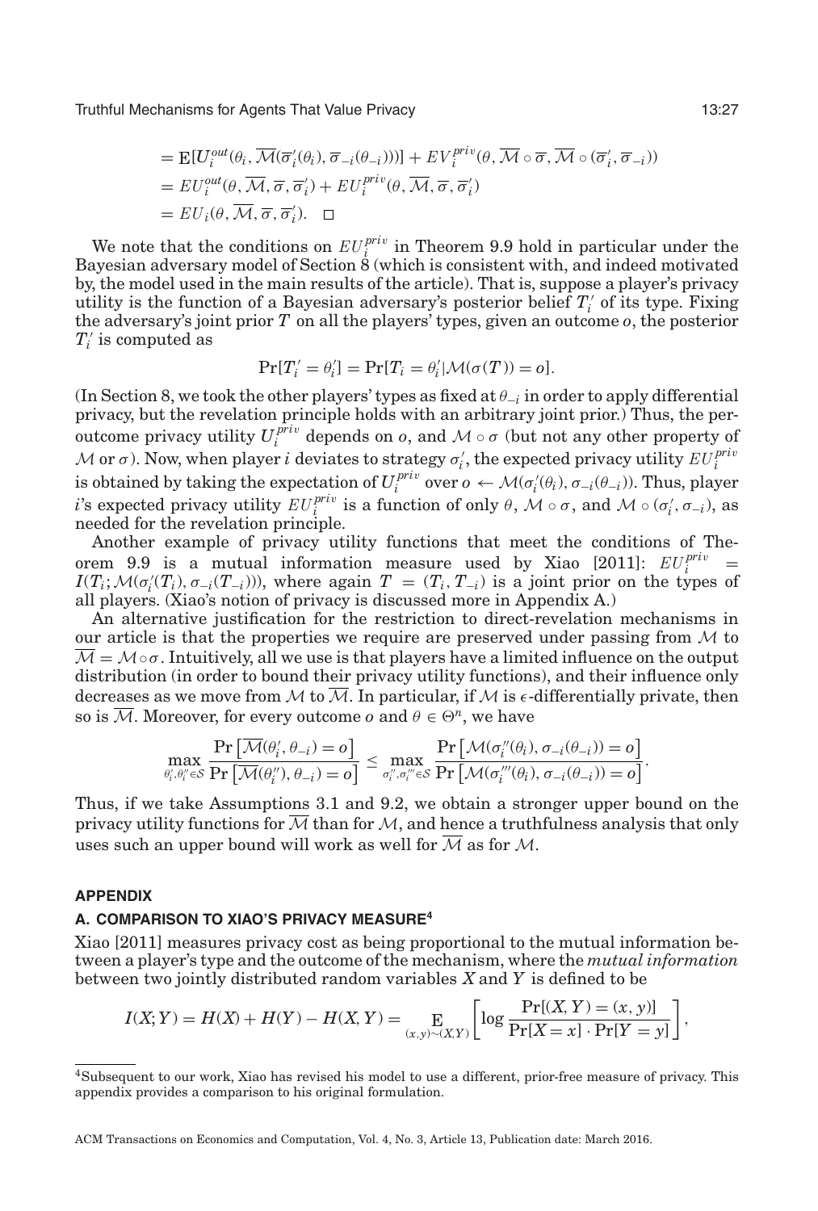$$
\begin{aligned}
&= \mathrm{E}[U_i^{out}(\theta_i, \overline{\mathcal{M}}(\overline{\sigma}_i'(\theta_i), \overline{\sigma}_{-i}(\theta_{-i})))] + EV_i^{priv}(\theta, \overline{\mathcal{M}} \circ \overline{\sigma}, \overline{\mathcal{M}} \circ (\overline{\sigma}_i', \overline{\sigma}_{-i})) \\
&= EU_i^{out}(\theta, \overline{\mathcal{M}}, \overline{\sigma}, \overline{\sigma}_i') + EU_i^{priv}(\theta, \overline{\mathcal{M}}, \overline{\sigma}, \overline{\sigma}_i') \\
&= EU_i(\theta, \overline{\mathcal{M}}, \overline{\sigma}, \overline{\sigma}_i'). \quad \square
\end{aligned}
$$

We note that the conditions on $EU_i^{priv}$ in Theorem 9.9 hold in particular under the Bayesian adversary model of Section 8 (which is consistent with, and indeed motivated by, the model used in the main results of the article). That is, suppose a player's privacy utility is the function of a Bayesian adversary's posterior belief $T_i'$ of its type. Fixing the adversary's joint prior $T$ on all the players' types, given an outcome $o$, the posterior $T_i'$ is computed as

$$
\Pr[T_i' = \theta_i'] = \Pr[T_i = \theta_i' | \mathcal{M}(\sigma(T)) = o].
$$

(In Section 8, we took the other players' types as fixed at $\theta_{-i}$ in order to apply differential privacy, but the revelation principle holds with an arbitrary joint prior.) Thus, the per-outcome privacy utility $U_i^{priv}$ depends on $o$, and $\mathcal{M} \circ \sigma$ (but not any other property of $\mathcal{M}$ or $\sigma$). Now, when player $i$ deviates to strategy $\sigma_i'$, the expected privacy utility $EU_i^{priv}$ is obtained by taking the expectation of $U_i^{priv}$ over $o \leftarrow \mathcal{M}(\sigma_i'(\theta_i), \sigma_{-i}(\theta_{-i}))$. Thus, player $i$'s expected privacy utility $EU_i^{priv}$ is a function of only $\theta$, $\mathcal{M} \circ \sigma$, and $\mathcal{M} \circ (\sigma_i', \sigma_{-i})$, as needed for the revelation principle.

Another example of privacy utility functions that meet the conditions of Theorem 9.9 is a mutual information measure used by Xiao [2011]: $EU_i^{priv} = I(T_i; \mathcal{M}(\sigma_i'(T_i), \sigma_{-i}(T_{-i})))$, where again $T = (T_i, T_{-i})$ is a joint prior on the types of all players. (Xiao's notion of privacy is discussed more in Appendix A.)

An alternative justification for the restriction to direct-revelation mechanisms in our article is that the properties we require are preserved under passing from $\mathcal{M}$ to $\overline{\mathcal{M}} = \mathcal{M} \circ \sigma$. Intuitively, all we use is that players have a limited influence on the output distribution (in order to bound their privacy utility functions), and their influence only decreases as we move from $\mathcal{M}$ to $\overline{\mathcal{M}}$. In particular, if $\mathcal{M}$ is $\epsilon$-differentially private, then so is $\overline{\mathcal{M}}$. Moreover, for every outcome $o$ and $\theta \in \Theta^n$, we have

$$
\max_{\theta_i', \theta_i'' \in \mathcal{S}} \frac{\Pr\left[\overline{\mathcal{M}}(\theta_i', \theta_{-i}) = o\right]}{\Pr\left[\overline{\mathcal{M}}(\theta_i''), \theta_{-i}) = o\right]} \le \max_{\sigma_i'', \sigma_i''' \in \mathcal{S}} \frac{\Pr\left[\mathcal{M}(\sigma_i''(\theta_i), \sigma_{-i}(\theta_{-i})) = o\right]}{\Pr\left[\mathcal{M}(\sigma_i'''(\theta_i), \sigma_{-i}(\theta_{-i})) = o\right]}.
$$

Thus, if we take Assumptions 3.1 and 9.2, we obtain a stronger upper bound on the privacy utility functions for $\overline{\mathcal{M}}$ than for $\mathcal{M}$, and hence a truthfulness analysis that only uses such an upper bound will work as well for $\overline{\mathcal{M}}$ as for $\mathcal{M}$.

## APPENDIX

### A. COMPARISON TO XIAO'S PRIVACY MEASURE[4]

Xiao [2011] measures privacy cost as being proportional to the mutual information between a player's type and the outcome of the mechanism, where the *mutual information* between two jointly distributed random variables $X$ and $Y$ is defined to be

$$
I(X; Y) = H(X) + H(Y) - H(X, Y) = \mathop{\mathrm{E}}_{(x,y) \sim (X,Y)} \left[ \log \frac{\Pr[(X, Y) = (x, y)]}{\Pr[X = x] \cdot \Pr[Y = y]} \right],
$$

[4] Subsequent to our work, Xiao has revised his model to use a different, prior-free measure of privacy. This appendix provides a comparison to his original formulation.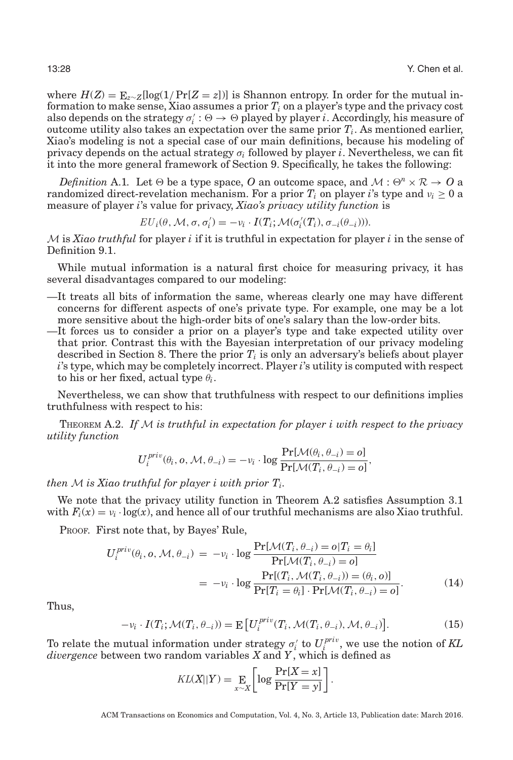where $H(Z) = \mathrm{E}_{z \sim Z}[\log(1/\Pr[Z = z])]$ is Shannon entropy. In order for the mutual information to make sense, Xiao assumes a prior $T_i$ on a player's type and the privacy cost also depends on the strategy $\sigma_i' : \Theta \to \Theta$ played by player $i$. Accordingly, his measure of outcome utility also takes an expectation over the same prior $T_i$. As mentioned earlier, Xiao's modeling is not a special case of our main definitions, because his modeling of privacy depends on the actual strategy $\sigma_i$ followed by player $i$. Nevertheless, we can fit it into the more general framework of Section 9. Specifically, he takes the following:

*Definition* A.1. Let $\Theta$ be a type space, $O$ an outcome space, and $\mathcal{M} : \Theta^n \times \mathcal{R} \to O$ a randomized direct-revelation mechanism. For a prior $T_i$ on player $i$'s type and $\nu_i \geq 0$ a measure of player $i$'s value for privacy, *Xiao's privacy utility function* is

$$EU_i(\theta, \mathcal{M}, \sigma, \sigma_i') = -\nu_i \cdot I(T_i; \mathcal{M}(\sigma_i'(T_i), \sigma_{-i}(\theta_{-i}))).$$

$\mathcal{M}$ is *Xiao truthful* for player $i$ if it is truthful in expectation for player $i$ in the sense of Definition 9.1.

While mutual information is a natural first choice for measuring privacy, it has several disadvantages compared to our modeling:

- It treats all bits of information the same, whereas clearly one may have different concerns for different aspects of one's private type. For example, one may be a lot more sensitive about the high-order bits of one's salary than the low-order bits.
- It forces us to consider a prior on a player's type and take expected utility over that prior. Contrast this with the Bayesian interpretation of our privacy modeling described in Section 8. There the prior $T_i$ is only an adversary's beliefs about player $i$'s type, which may be completely incorrect. Player $i$'s utility is computed with respect to his or her fixed, actual type $\theta_i$.

Nevertheless, we can show that truthfulness with respect to our definitions implies truthfulness with respect to his:

THEOREM A.2. *If $\mathcal{M}$ is truthful in expectation for player $i$ with respect to the privacy utility function*

$$U_i^{priv}(\theta_i, o, \mathcal{M}, \theta_{-i}) = -\nu_i \cdot \log \frac{\Pr[\mathcal{M}(\theta_i, \theta_{-i}) = o]}{\Pr[\mathcal{M}(T_i, \theta_{-i}) = o]},$$

*then $\mathcal{M}$ is Xiao truthful for player $i$ with prior $T_i$.*

We note that the privacy utility function in Theorem A.2 satisfies Assumption 3.1 with $F_i(x) = \nu_i \cdot \log(x)$, and hence all of our truthful mechanisms are also Xiao truthful.

PROOF. First note that, by Bayes' Rule,

$$\begin{aligned} U_i^{priv}(\theta_i, o, \mathcal{M}, \theta_{-i}) &= -\nu_i \cdot \log \frac{\Pr[\mathcal{M}(T_i, \theta_{-i}) = o | T_i = \theta_i]}{\Pr[\mathcal{M}(T_i, \theta_{-i}) = o]} \\ &= -\nu_i \cdot \log \frac{\Pr[(T_i, \mathcal{M}(T_i, \theta_{-i})) = (\theta_i, o)]}{\Pr[T_i = \theta_i] \cdot \Pr[\mathcal{M}(T_i, \theta_{-i}) = o]}. \end{aligned} \tag{14}$$

Thus,

$$-\nu_i \cdot I(T_i; \mathcal{M}(T_i, \theta_{-i})) = \mathrm{E}\left[U_i^{priv}(T_i, \mathcal{M}(T_i, \theta_{-i}), \mathcal{M}, \theta_{-i})\right]. \tag{15}$$

To relate the mutual information under strategy $\sigma_i'$ to $U_i^{priv}$, we use the notion of *KL divergence* between two random variables $X$ and $Y$, which is defined as

$$KL(X||Y) = \mathop{\mathrm{E}}_{x \sim X}\left[\log \frac{\Pr[X = x]}{\Pr[Y = y]}\right].$$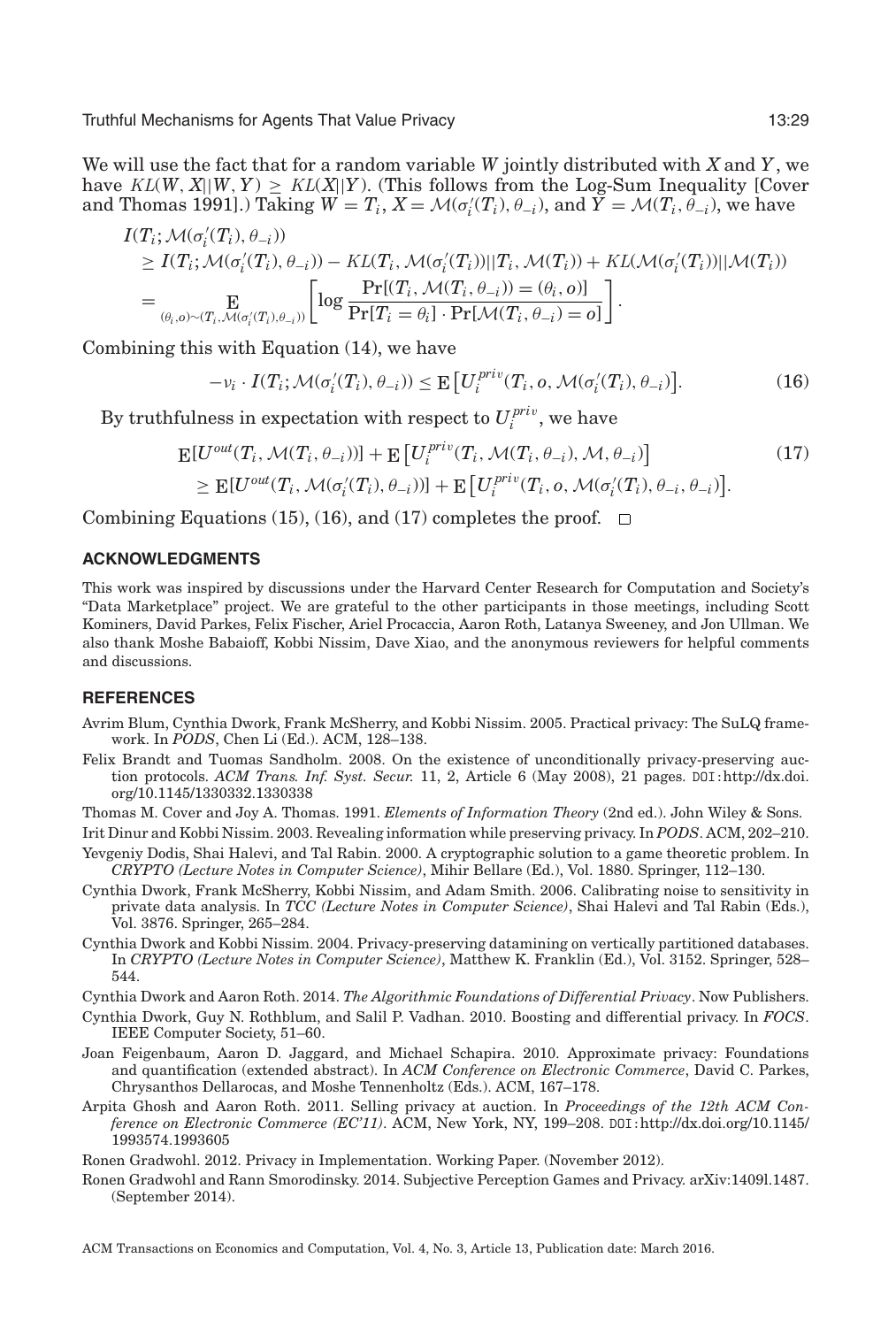We will use the fact that for a random variable $W$ jointly distributed with $X$ and $Y$, we have $KL(W, X||W, Y) \geq KL(X||Y)$. (This follows from the Log-Sum Inequality [Cover and Thomas 1991].) Taking $W = T_i$, $X = \mathcal{M}(\sigma_i'(T_i), \theta_{-i})$, and $Y = \mathcal{M}(T_i, \theta_{-i})$, we have

$$
\begin{aligned}
&I(T_i; \mathcal{M}(\sigma_i'(T_i), \theta_{-i})) \\
&\geq I(T_i; \mathcal{M}(\sigma_i'(T_i), \theta_{-i})) - KL(T_i, \mathcal{M}(\sigma_i'(T_i))||T_i, \mathcal{M}(T_i)) + KL(\mathcal{M}(\sigma_i'(T_i))||\mathcal{M}(T_i)) \\
&= \mathop{\mathrm{E}}_{(\theta_i, o) \sim (T_i, \mathcal{M}(\sigma_i'(T_i), \theta_{-i}))} \left[ \log \frac{\Pr[(T_i, \mathcal{M}(T_i, \theta_{-i})) = (\theta_i, o)]}{\Pr[T_i = \theta_i] \cdot \Pr[\mathcal{M}(T_i, \theta_{-i}) = o]} \right].
\end{aligned}
$$

Combining this with Equation (14), we have

$$
-\nu_i \cdot I(T_i; \mathcal{M}(\sigma_i'(T_i), \theta_{-i})) \leq \mathrm{E}\left[ U_i^{priv}(T_i, o, \mathcal{M}(\sigma_i'(T_i), \theta_{-i}) \right]. \tag{16}
$$

By truthfulness in expectation with respect to $U_i^{priv}$, we have

$$
\begin{aligned}
&\mathrm{E}[U^{out}(T_i, \mathcal{M}(T_i, \theta_{-i}))] + \mathrm{E}\left[ U_i^{priv}(T_i, \mathcal{M}(T_i, \theta_{-i}), \mathcal{M}, \theta_{-i}) \right] \\
&\geq \mathrm{E}[U^{out}(T_i, \mathcal{M}(\sigma_i'(T_i), \theta_{-i}))] + \mathrm{E}\left[ U_i^{priv}(T_i, o, \mathcal{M}(\sigma_i'(T_i), \theta_{-i}, \theta_{-i}) \right].
\end{aligned} \tag{17}
$$

Combining Equations (15), (16), and (17) completes the proof. $\square$

## ACKNOWLEDGMENTS

This work was inspired by discussions under the Harvard Center Research for Computation and Society's "Data Marketplace" project. We are grateful to the other participants in those meetings, including Scott Kominers, David Parkes, Felix Fischer, Ariel Procaccia, Aaron Roth, Latanya Sweeney, and Jon Ullman. We also thank Moshe Babaioff, Kobbi Nissim, Dave Xiao, and the anonymous reviewers for helpful comments and discussions.

## REFERENCES

Avrim Blum, Cynthia Dwork, Frank McSherry, and Kobbi Nissim. 2005. Practical privacy: The SuLQ framework. In *PODS*, Chen Li (Ed.). ACM, 128–138.

Felix Brandt and Tuomas Sandholm. 2008. On the existence of unconditionally privacy-preserving auction protocols. *ACM Trans. Inf. Syst. Secur.* 11, 2, Article 6 (May 2008), 21 pages. DOI:http://dx.doi.org/10.1145/1330332.1330338

Thomas M. Cover and Joy A. Thomas. 1991. *Elements of Information Theory* (2nd ed.). John Wiley & Sons.

Irit Dinur and Kobbi Nissim. 2003. Revealing information while preserving privacy. In *PODS*. ACM, 202–210.

Yevgeniy Dodis, Shai Halevi, and Tal Rabin. 2000. A cryptographic solution to a game theoretic problem. In *CRYPTO (Lecture Notes in Computer Science)*, Mihir Bellare (Ed.), Vol. 1880. Springer, 112–130.

Cynthia Dwork, Frank McSherry, Kobbi Nissim, and Adam Smith. 2006. Calibrating noise to sensitivity in private data analysis. In *TCC (Lecture Notes in Computer Science)*, Shai Halevi and Tal Rabin (Eds.), Vol. 3876. Springer, 265–284.

Cynthia Dwork and Kobbi Nissim. 2004. Privacy-preserving datamining on vertically partitioned databases. In *CRYPTO (Lecture Notes in Computer Science)*, Matthew K. Franklin (Ed.), Vol. 3152. Springer, 528–544.

Cynthia Dwork and Aaron Roth. 2014. *The Algorithmic Foundations of Differential Privacy*. Now Publishers.

Cynthia Dwork, Guy N. Rothblum, and Salil P. Vadhan. 2010. Boosting and differential privacy. In *FOCS*. IEEE Computer Society, 51–60.

Joan Feigenbaum, Aaron D. Jaggard, and Michael Schapira. 2010. Approximate privacy: Foundations and quantification (extended abstract). In *ACM Conference on Electronic Commerce*, David C. Parkes, Chrysanthos Dellarocas, and Moshe Tennenholtz (Eds.). ACM, 167–178.

Arpita Ghosh and Aaron Roth. 2011. Selling privacy at auction. In *Proceedings of the 12th ACM Conference on Electronic Commerce (EC'11)*. ACM, New York, NY, 199–208. DOI:http://dx.doi.org/10.1145/1993574.1993605

Ronen Gradwohl. 2012. Privacy in Implementation. Working Paper. (November 2012).

Ronen Gradwohl and Rann Smorodinsky. 2014. Subjective Perception Games and Privacy. arXiv:1409l.1487. (September 2014).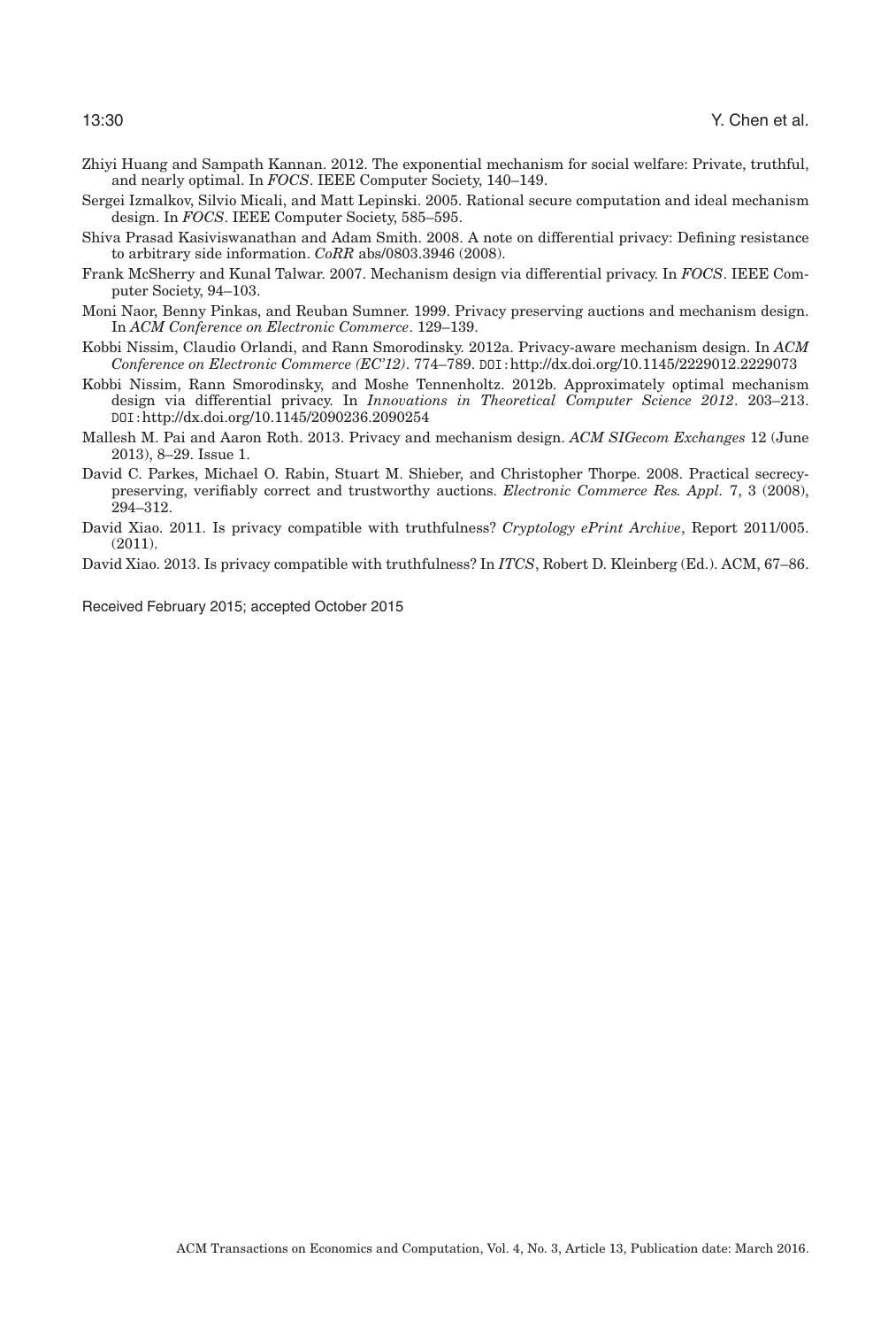Zhiyi Huang and Sampath Kannan. 2012. The exponential mechanism for social welfare: Private, truthful, and nearly optimal. In *FOCS*. IEEE Computer Society, 140–149.

Sergei Izmalkov, Silvio Micali, and Matt Lepinski. 2005. Rational secure computation and ideal mechanism design. In *FOCS*. IEEE Computer Society, 585–595.

Shiva Prasad Kasiviswanathan and Adam Smith. 2008. A note on differential privacy: Defining resistance to arbitrary side information. *CoRR* abs/0803.3946 (2008).

Frank McSherry and Kunal Talwar. 2007. Mechanism design via differential privacy. In *FOCS*. IEEE Computer Society, 94–103.

Moni Naor, Benny Pinkas, and Reuban Sumner. 1999. Privacy preserving auctions and mechanism design. In *ACM Conference on Electronic Commerce*. 129–139.

Kobbi Nissim, Claudio Orlandi, and Rann Smorodinsky. 2012a. Privacy-aware mechanism design. In *ACM Conference on Electronic Commerce (EC'12)*. 774–789. DOI:http://dx.doi.org/10.1145/2229012.2229073

Kobbi Nissim, Rann Smorodinsky, and Moshe Tennenholtz. 2012b. Approximately optimal mechanism design via differential privacy. In *Innovations in Theoretical Computer Science 2012*. 203–213. DOI:http://dx.doi.org/10.1145/2090236.2090254

Mallesh M. Pai and Aaron Roth. 2013. Privacy and mechanism design. *ACM SIGecom Exchanges* 12 (June 2013), 8–29. Issue 1.

David C. Parkes, Michael O. Rabin, Stuart M. Shieber, and Christopher Thorpe. 2008. Practical secrecy-preserving, verifiably correct and trustworthy auctions. *Electronic Commerce Res. Appl.* 7, 3 (2008), 294–312.

David Xiao. 2011. Is privacy compatible with truthfulness? *Cryptology ePrint Archive*, Report 2011/005. (2011).

David Xiao. 2013. Is privacy compatible with truthfulness? In *ITCS*, Robert D. Kleinberg (Ed.). ACM, 67–86.

Received February 2015; accepted October 2015